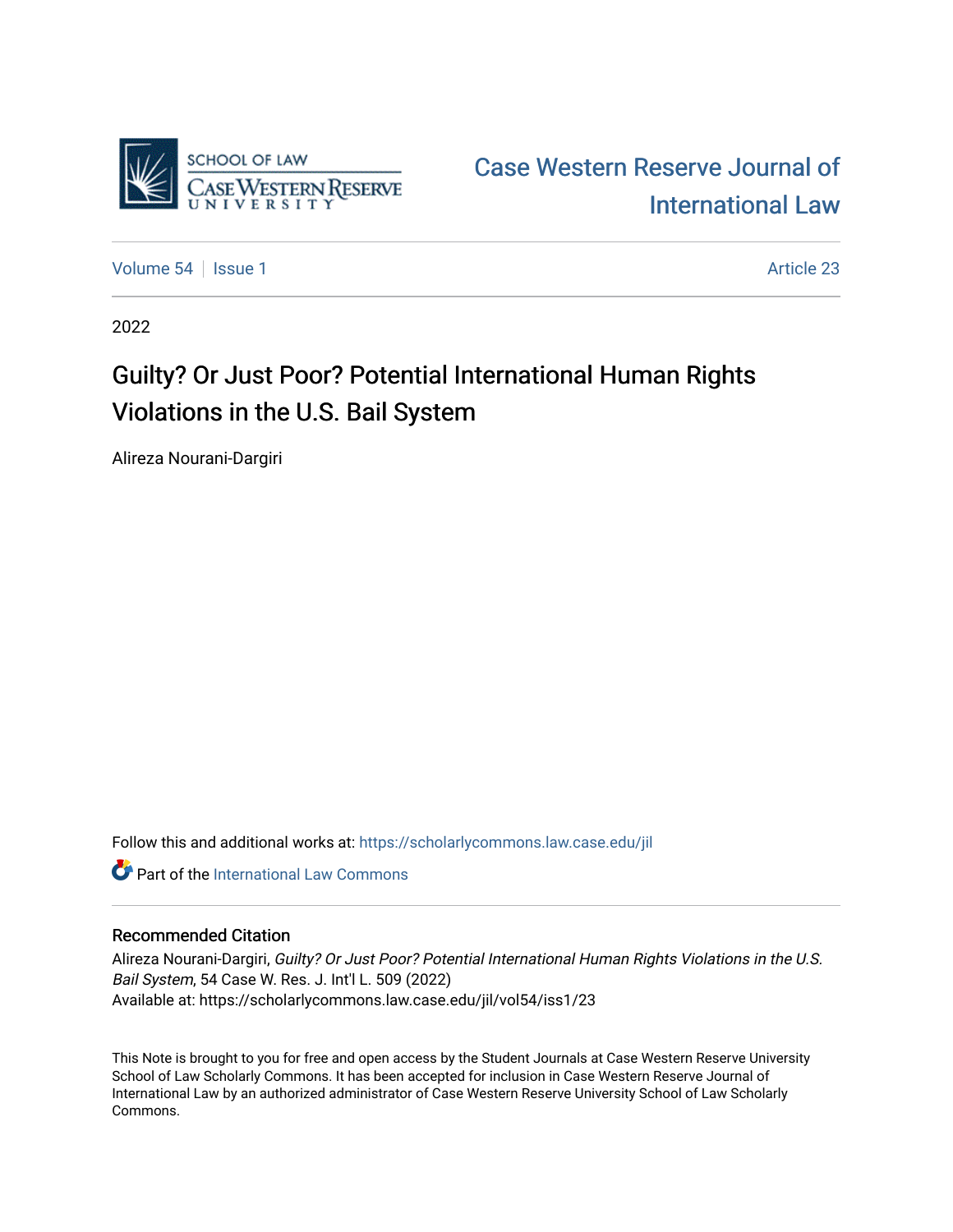SCHOOL OF LAW
CASE WESTERN RESERVE UNIVERSITY

# Case Western Reserve Journal of International Law

Volume 54 | Issue 1 | Article 23

2022

## Guilty? Or Just Poor? Potential International Human Rights Violations in the U.S. Bail System

Alireza Nourani-Dargiri

Follow this and additional works at: https://scholarlycommons.law.case.edu/jil

Part of the International Law Commons

### Recommended Citation

Alireza Nourani-Dargiri, *Guilty? Or Just Poor? Potential International Human Rights Violations in the U.S. Bail System*, 54 Case W. Res. J. Int'l L. 509 (2022)
Available at: https://scholarlycommons.law.case.edu/jil/vol54/iss1/23

This Note is brought to you for free and open access by the Student Journals at Case Western Reserve University School of Law Scholarly Commons. It has been accepted for inclusion in Case Western Reserve Journal of International Law by an authorized administrator of Case Western Reserve University School of Law Scholarly Commons.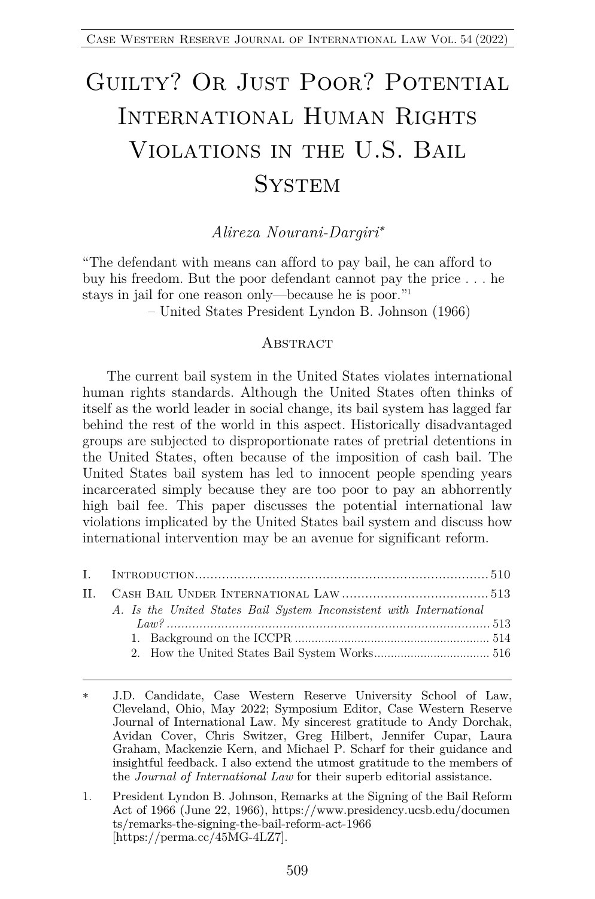# Guilty? Or Just Poor? Potential International Human Rights Violations in the U.S. Bail System

*Alireza Nourani-Dargiri*[*]

"The defendant with means can afford to pay bail, he can afford to buy his freedom. But the poor defendant cannot pay the price . . . he stays in jail for one reason only—because he is poor."[1]

– United States President Lyndon B. Johnson (1966)

## Abstract

The current bail system in the United States violates international human rights standards. Although the United States often thinks of itself as the world leader in social change, its bail system has lagged far behind the rest of the world in this aspect. Historically disadvantaged groups are subjected to disproportionate rates of pretrial detentions in the United States, often because of the imposition of cash bail. The United States bail system has led to innocent people spending years incarcerated simply because they are too poor to pay an abhorrently high bail fee. This paper discusses the potential international law violations implicated by the United States bail system and discuss how international intervention may be an avenue for significant reform.

I. Introduction ........................................................................ 510
II. Cash Bail Under International Law ...................................... 513
  A. *Is the United States Bail System Inconsistent with International Law?* ........................................................................ 513
    1. Background on the ICCPR ........................................................ 514
    2. How the United States Bail System Works ................................. 516

---

[*] J.D. Candidate, Case Western Reserve University School of Law, Cleveland, Ohio, May 2022; Symposium Editor, Case Western Reserve Journal of International Law. My sincerest gratitude to Andy Dorchak, Avidan Cover, Chris Switzer, Greg Hilbert, Jennifer Cupar, Laura Graham, Mackenzie Kern, and Michael P. Scharf for their guidance and insightful feedback. I also extend the utmost gratitude to the members of the *Journal of International Law* for their superb editorial assistance.

[1] President Lyndon B. Johnson, Remarks at the Signing of the Bail Reform Act of 1966 (June 22, 1966), https://www.presidency.ucsb.edu/documents/remarks-the-signing-the-bail-reform-act-1966 [https://perma.cc/45MG-4LZ7].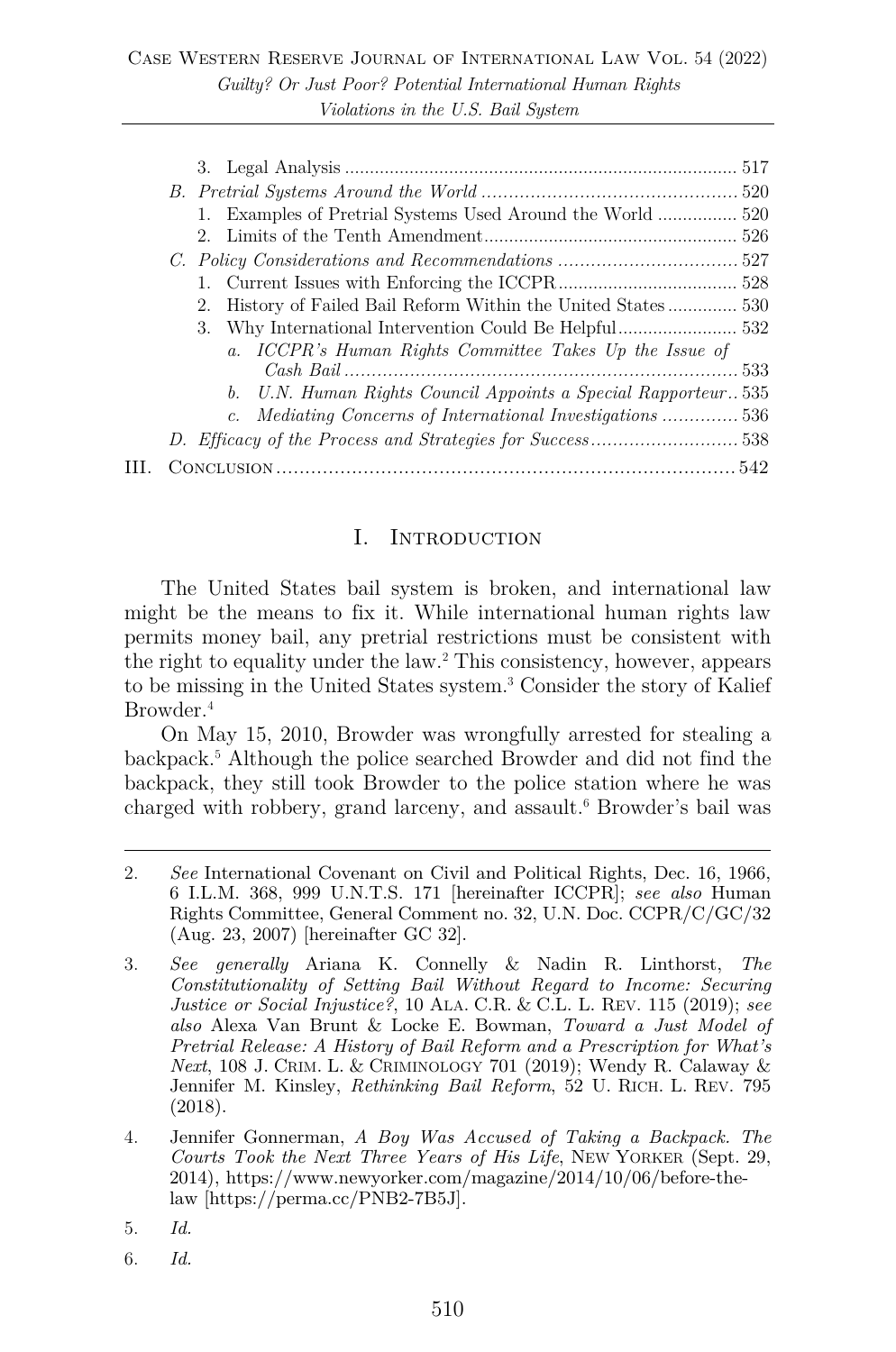3. Legal Analysis ............................................................................. 517

B. *Pretrial Systems Around the World* ............................................ 520

1. Examples of Pretrial Systems Used Around the World ................ 520
2. Limits of the Tenth Amendment .................................................. 526

C. *Policy Considerations and Recommendations* ................................ 527

1. Current Issues with Enforcing the ICCPR .................................... 528
2. History of Failed Bail Reform Within the United States .............. 530
3. Why International Intervention Could Be Helpful ........................ 532

a. *ICCPR's Human Rights Committee Takes Up the Issue of Cash Bail* ........................................................................ 533

b. *U.N. Human Rights Council Appoints a Special Rapporteur* .. 535

c. *Mediating Concerns of International Investigations* .............. 536

D. *Efficacy of the Process and Strategies for Success* ........................... 538

III. Conclusion ......................................................................................... 542

# I. Introduction

The United States bail system is broken, and international law might be the means to fix it. While international human rights law permits money bail, any pretrial restrictions must be consistent with the right to equality under the law.[2] This consistency, however, appears to be missing in the United States system.[3] Consider the story of Kalief Browder.[4]

On May 15, 2010, Browder was wrongfully arrested for stealing a backpack.[5] Although the police searched Browder and did not find the backpack, they still took Browder to the police station where he was charged with robbery, grand larceny, and assault.[6] Browder's bail was

---

2. *See* International Covenant on Civil and Political Rights, Dec. 16, 1966, 6 I.L.M. 368, 999 U.N.T.S. 171 [hereinafter ICCPR]; *see also* Human Rights Committee, General Comment no. 32, U.N. Doc. CCPR/C/GC/32 (Aug. 23, 2007) [hereinafter GC 32].

3. *See generally* Ariana K. Connelly & Nadin R. Linthorst, *The Constitutionality of Setting Bail Without Regard to Income: Securing Justice or Social Injustice?*, 10 Ala. C.R. & C.L. L. Rev. 115 (2019); *see also* Alexa Van Brunt & Locke E. Bowman, *Toward a Just Model of Pretrial Release: A History of Bail Reform and a Prescription for What's Next*, 108 J. Crim. L. & Criminology 701 (2019); Wendy R. Calaway & Jennifer M. Kinsley, *Rethinking Bail Reform*, 52 U. Rich. L. Rev. 795 (2018).

4. Jennifer Gonnerman, *A Boy Was Accused of Taking a Backpack. The Courts Took the Next Three Years of His Life*, New Yorker (Sept. 29, 2014), https://www.newyorker.com/magazine/2014/10/06/before-the-law [https://perma.cc/PNB2-7B5J].

5. *Id.*

6. *Id.*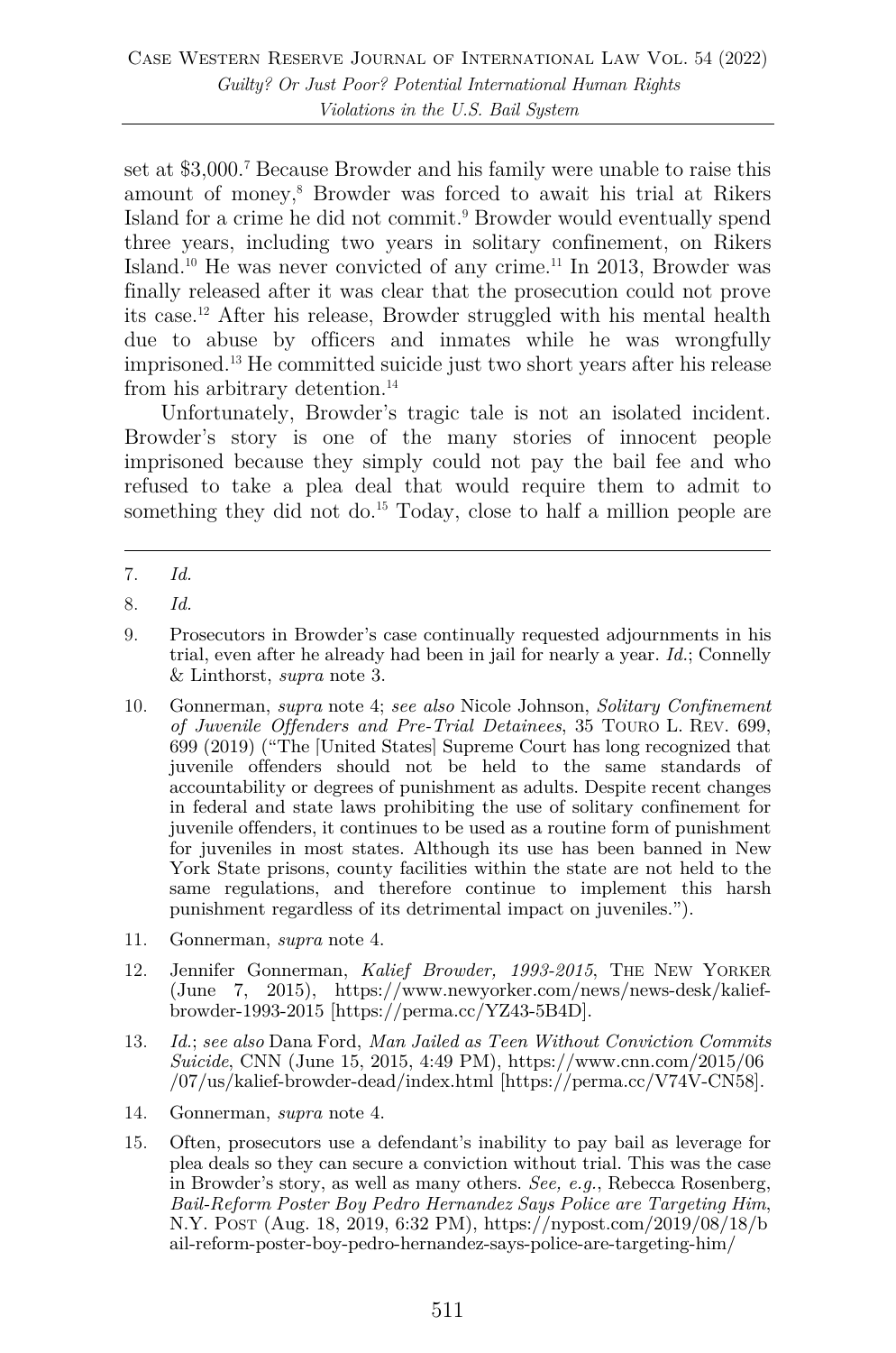set at $3,000.[7] Because Browder and his family were unable to raise this amount of money,[8] Browder was forced to await his trial at Rikers Island for a crime he did not commit.[9] Browder would eventually spend three years, including two years in solitary confinement, on Rikers Island.[10] He was never convicted of any crime.[11] In 2013, Browder was finally released after it was clear that the prosecution could not prove its case.[12] After his release, Browder struggled with his mental health due to abuse by officers and inmates while he was wrongfully imprisoned.[13] He committed suicide just two short years after his release from his arbitrary detention.[14]

Unfortunately, Browder's tragic tale is not an isolated incident. Browder's story is one of the many stories of innocent people imprisoned because they simply could not pay the bail fee and who refused to take a plea deal that would require them to admit to something they did not do.[15] Today, close to half a million people are

---

7. *Id.*

8. *Id.*

9. Prosecutors in Browder's case continually requested adjournments in his trial, even after he already had been in jail for nearly a year. *Id.*; Connelly & Linthorst, *supra* note 3.

10. Gonnerman, *supra* note 4; *see also* Nicole Johnson, *Solitary Confinement of Juvenile Offenders and Pre-Trial Detainees*, 35 TOURO L. REV. 699, 699 (2019) ("The [United States] Supreme Court has long recognized that juvenile offenders should not be held to the same standards of accountability or degrees of punishment as adults. Despite recent changes in federal and state laws prohibiting the use of solitary confinement for juvenile offenders, it continues to be used as a routine form of punishment for juveniles in most states. Although its use has been banned in New York State prisons, county facilities within the state are not held to the same regulations, and therefore continue to implement this harsh punishment regardless of its detrimental impact on juveniles.").

11. Gonnerman, *supra* note 4.

12. Jennifer Gonnerman, *Kalief Browder, 1993-2015*, THE NEW YORKER (June 7, 2015), https://www.newyorker.com/news/news-desk/kalief-browder-1993-2015 [https://perma.cc/YZ43-5B4D].

13. *Id.*; *see also* Dana Ford, *Man Jailed as Teen Without Conviction Commits Suicide*, CNN (June 15, 2015, 4:49 PM), https://www.cnn.com/2015/06/07/us/kalief-browder-dead/index.html [https://perma.cc/V74V-CN58].

14. Gonnerman, *supra* note 4.

15. Often, prosecutors use a defendant's inability to pay bail as leverage for plea deals so they can secure a conviction without trial. This was the case in Browder's story, as well as many others. *See, e.g.*, Rebecca Rosenberg, *Bail-Reform Poster Boy Pedro Hernandez Says Police are Targeting Him*, N.Y. POST (Aug. 18, 2019, 6:32 PM), https://nypost.com/2019/08/18/bail-reform-poster-boy-pedro-hernandez-says-police-are-targeting-him/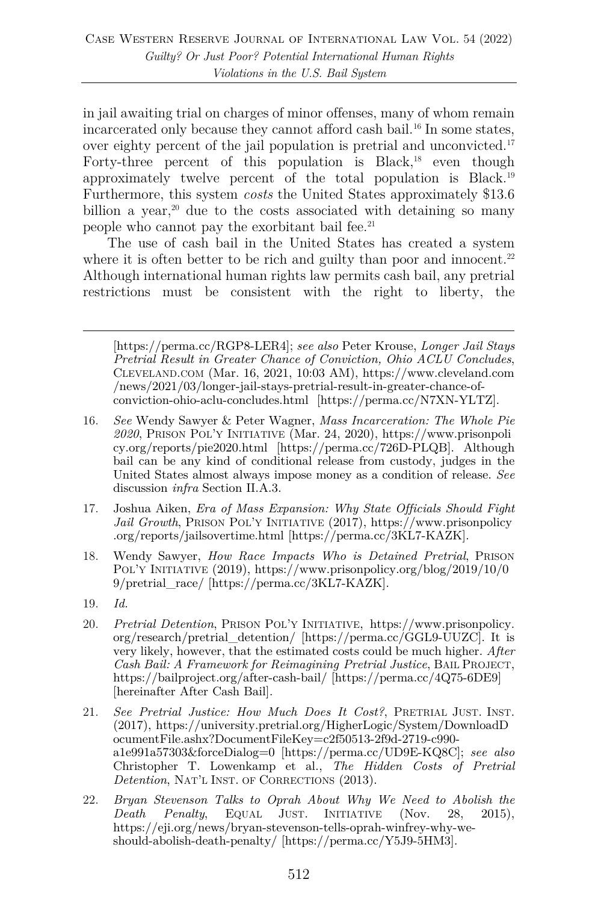in jail awaiting trial on charges of minor offenses, many of whom remain incarcerated only because they cannot afford cash bail.[16] In some states, over eighty percent of the jail population is pretrial and unconvicted.[17] Forty-three percent of this population is Black,[18] even though approximately twelve percent of the total population is Black.[19] Furthermore, this system *costs* the United States approximately $13.6 billion a year,[20] due to the costs associated with detaining so many people who cannot pay the exorbitant bail fee.[21]

The use of cash bail in the United States has created a system where it is often better to be rich and guilty than poor and innocent.[22] Although international human rights law permits cash bail, any pretrial restrictions must be consistent with the right to liberty, the

---

[https://perma.cc/RGP8-LER4]; *see also* Peter Krouse, *Longer Jail Stays Pretrial Result in Greater Chance of Conviction, Ohio ACLU Concludes*, CLEVELAND.COM (Mar. 16, 2021, 10:03 AM), https://www.cleveland.com/news/2021/03/longer-jail-stays-pretrial-result-in-greater-chance-of-conviction-ohio-aclu-concludes.html [https://perma.cc/N7XN-YLTZ].

16. *See* Wendy Sawyer & Peter Wagner, *Mass Incarceration: The Whole Pie 2020*, PRISON POL'Y INITIATIVE (Mar. 24, 2020), https://www.prisonpolicy.org/reports/pie2020.html [https://perma.cc/726D-PLQB]. Although bail can be any kind of conditional release from custody, judges in the United States almost always impose money as a condition of release. *See* discussion *infra* Section II.A.3.

17. Joshua Aiken, *Era of Mass Expansion: Why State Officials Should Fight Jail Growth*, PRISON POL'Y INITIATIVE (2017), https://www.prisonpolicy.org/reports/jailsovertime.html [https://perma.cc/3KL7-KAZK].

18. Wendy Sawyer, *How Race Impacts Who is Detained Pretrial*, PRISON POL'Y INITIATIVE (2019), https://www.prisonpolicy.org/blog/2019/10/09/pretrial_race/ [https://perma.cc/3KL7-KAZK].

19. *Id.*

20. *Pretrial Detention*, PRISON POL'Y INITIATIVE, https://www.prisonpolicy.org/research/pretrial_detention/ [https://perma.cc/GGL9-UUZC]. It is very likely, however, that the estimated costs could be much higher. *After Cash Bail: A Framework for Reimagining Pretrial Justice*, BAIL PROJECT, https://bailproject.org/after-cash-bail/ [https://perma.cc/4Q75-6DE9] [hereinafter After Cash Bail].

21. *See Pretrial Justice: How Much Does It Cost?*, PRETRIAL JUST. INST. (2017), https://university.pretrial.org/HigherLogic/System/DownloadDocumentFile.ashx?DocumentFileKey=c2f50513-2f9d-2719-c990-a1e991a57303&forceDialog=0 [https://perma.cc/UD9E-KQ8C]; *see also* Christopher T. Lowenkamp et al., *The Hidden Costs of Pretrial Detention*, NAT'L INST. OF CORRECTIONS (2013).

22. *Bryan Stevenson Talks to Oprah About Why We Need to Abolish the Death Penalty*, EQUAL JUST. INITIATIVE (Nov. 28, 2015), https://eji.org/news/bryan-stevenson-tells-oprah-winfrey-why-we-should-abolish-death-penalty/ [https://perma.cc/Y5J9-5HM3].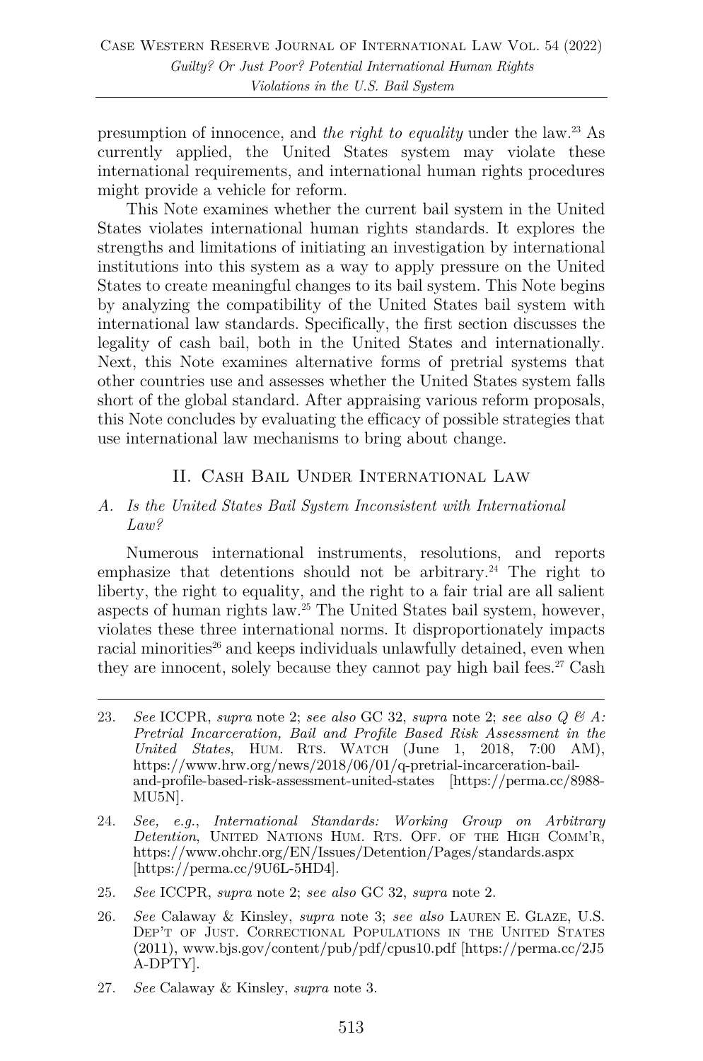presumption of innocence, and *the right to equality* under the law.[23] As currently applied, the United States system may violate these international requirements, and international human rights procedures might provide a vehicle for reform.

This Note examines whether the current bail system in the United States violates international human rights standards. It explores the strengths and limitations of initiating an investigation by international institutions into this system as a way to apply pressure on the United States to create meaningful changes to its bail system. This Note begins by analyzing the compatibility of the United States bail system with international law standards. Specifically, the first section discusses the legality of cash bail, both in the United States and internationally. Next, this Note examines alternative forms of pretrial systems that other countries use and assesses whether the United States system falls short of the global standard. After appraising various reform proposals, this Note concludes by evaluating the efficacy of possible strategies that use international law mechanisms to bring about change.

## II. Cash Bail Under International Law

### *A. Is the United States Bail System Inconsistent with International Law?*

Numerous international instruments, resolutions, and reports emphasize that detentions should not be arbitrary.[24] The right to liberty, the right to equality, and the right to a fair trial are all salient aspects of human rights law.[25] The United States bail system, however, violates these three international norms. It disproportionately impacts racial minorities[26] and keeps individuals unlawfully detained, even when they are innocent, solely because they cannot pay high bail fees.[27] Cash

---

23. *See* ICCPR, *supra* note 2; *see also* GC 32, *supra* note 2; *see also Q & A: Pretrial Incarceration, Bail and Profile Based Risk Assessment in the United States*, HUM. RTS. WATCH (June 1, 2018, 7:00 AM), https://www.hrw.org/news/2018/06/01/q-pretrial-incarceration-bail-and-profile-based-risk-assessment-united-states [https://perma.cc/8988-MU5N].

24. *See, e.g.*, *International Standards: Working Group on Arbitrary Detention*, UNITED NATIONS HUM. RTS. OFF. OF THE HIGH COMM'R, https://www.ohchr.org/EN/Issues/Detention/Pages/standards.aspx [https://perma.cc/9U6L-5HD4].

25. *See* ICCPR, *supra* note 2; *see also* GC 32, *supra* note 2.

26. *See* Calaway & Kinsley, *supra* note 3; *see also* LAUREN E. GLAZE, U.S. DEP'T OF JUST. CORRECTIONAL POPULATIONS IN THE UNITED STATES (2011), www.bjs.gov/content/pub/pdf/cpus10.pdf [https://perma.cc/2J5A-DPTY].

27. *See* Calaway & Kinsley, *supra* note 3.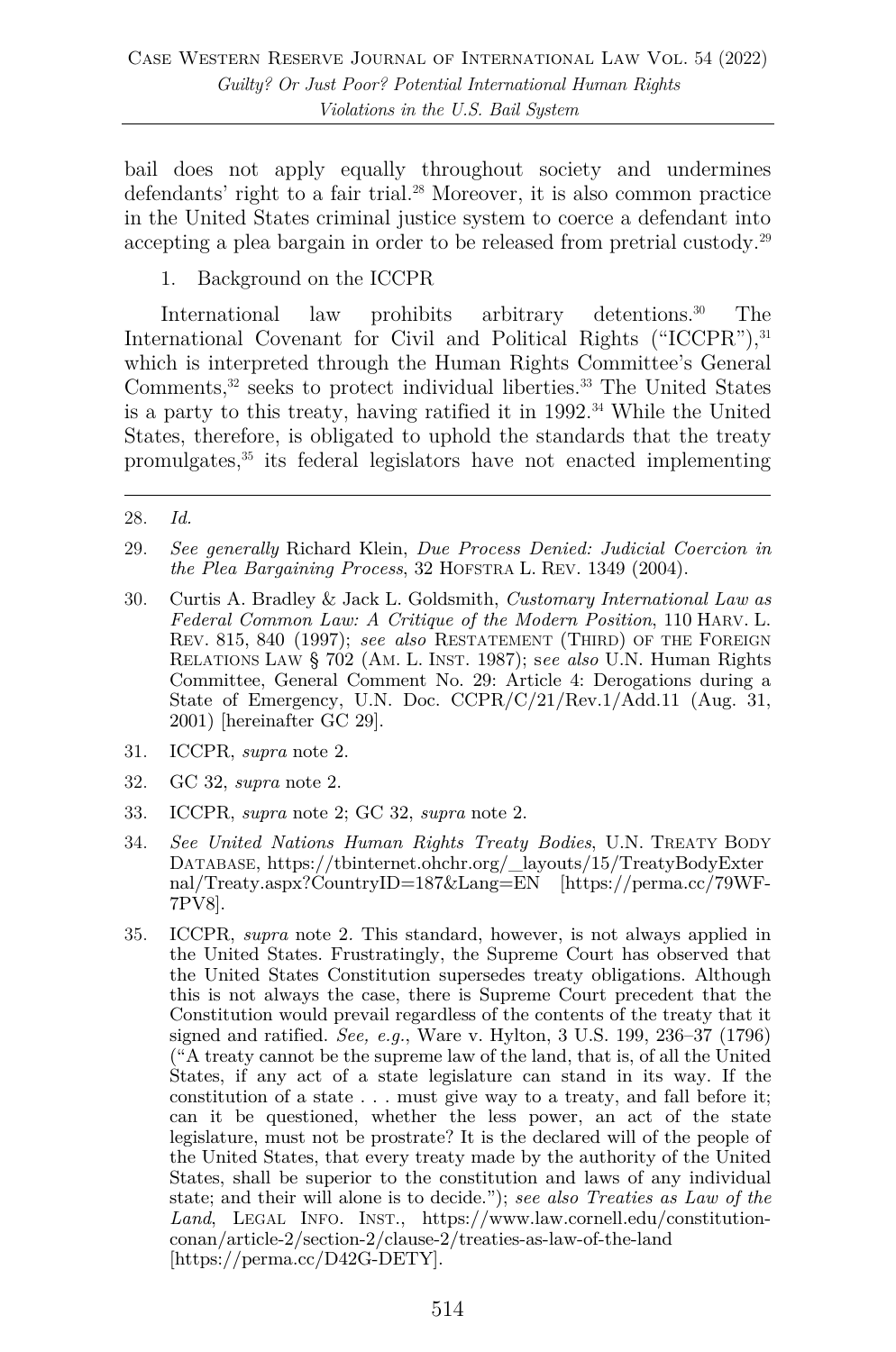bail does not apply equally throughout society and undermines defendants' right to a fair trial.[28] Moreover, it is also common practice in the United States criminal justice system to coerce a defendant into accepting a plea bargain in order to be released from pretrial custody.[29]

1. Background on the ICCPR

International law prohibits arbitrary detentions.[30] The International Covenant for Civil and Political Rights ("ICCPR"),[31] which is interpreted through the Human Rights Committee's General Comments,[32] seeks to protect individual liberties.[33] The United States is a party to this treaty, having ratified it in 1992.[34] While the United States, therefore, is obligated to uphold the standards that the treaty promulgates,[35] its federal legislators have not enacted implementing

---

28. *Id.*

29. *See generally* Richard Klein, *Due Process Denied: Judicial Coercion in the Plea Bargaining Process*, 32 HOFSTRA L. REV. 1349 (2004).

30. Curtis A. Bradley & Jack L. Goldsmith, *Customary International Law as Federal Common Law: A Critique of the Modern Position*, 110 HARV. L. REV. 815, 840 (1997); *see also* RESTATEMENT (THIRD) OF THE FOREIGN RELATIONS LAW § 702 (AM. L. INST. 1987); s*ee also* U.N. Human Rights Committee, General Comment No. 29: Article 4: Derogations during a State of Emergency, U.N. Doc. CCPR/C/21/Rev.1/Add.11 (Aug. 31, 2001) [hereinafter GC 29].

31. ICCPR, *supra* note 2.

32. GC 32, *supra* note 2.

33. ICCPR, *supra* note 2; GC 32, *supra* note 2.

34. *See United Nations Human Rights Treaty Bodies*, U.N. TREATY BODY DATABASE, https://tbinternet.ohchr.org/_layouts/15/TreatyBodyExternal/Treaty.aspx?CountryID=187&Lang=EN [https://perma.cc/79WF-7PV8].

35. ICCPR, *supra* note 2. This standard, however, is not always applied in the United States. Frustratingly, the Supreme Court has observed that the United States Constitution supersedes treaty obligations. Although this is not always the case, there is Supreme Court precedent that the Constitution would prevail regardless of the contents of the treaty that it signed and ratified. *See, e.g.*, Ware v. Hylton, 3 U.S. 199, 236–37 (1796) ("A treaty cannot be the supreme law of the land, that is, of all the United States, if any act of a state legislature can stand in its way. If the constitution of a state . . . must give way to a treaty, and fall before it; can it be questioned, whether the less power, an act of the state legislature, must not be prostrate? It is the declared will of the people of the United States, that every treaty made by the authority of the United States, shall be superior to the constitution and laws of any individual state; and their will alone is to decide."); *see also Treaties as Law of the Land*, LEGAL INFO. INST., https://www.law.cornell.edu/constitution-conan/article-2/section-2/clause-2/treaties-as-law-of-the-land [https://perma.cc/D42G-DETY].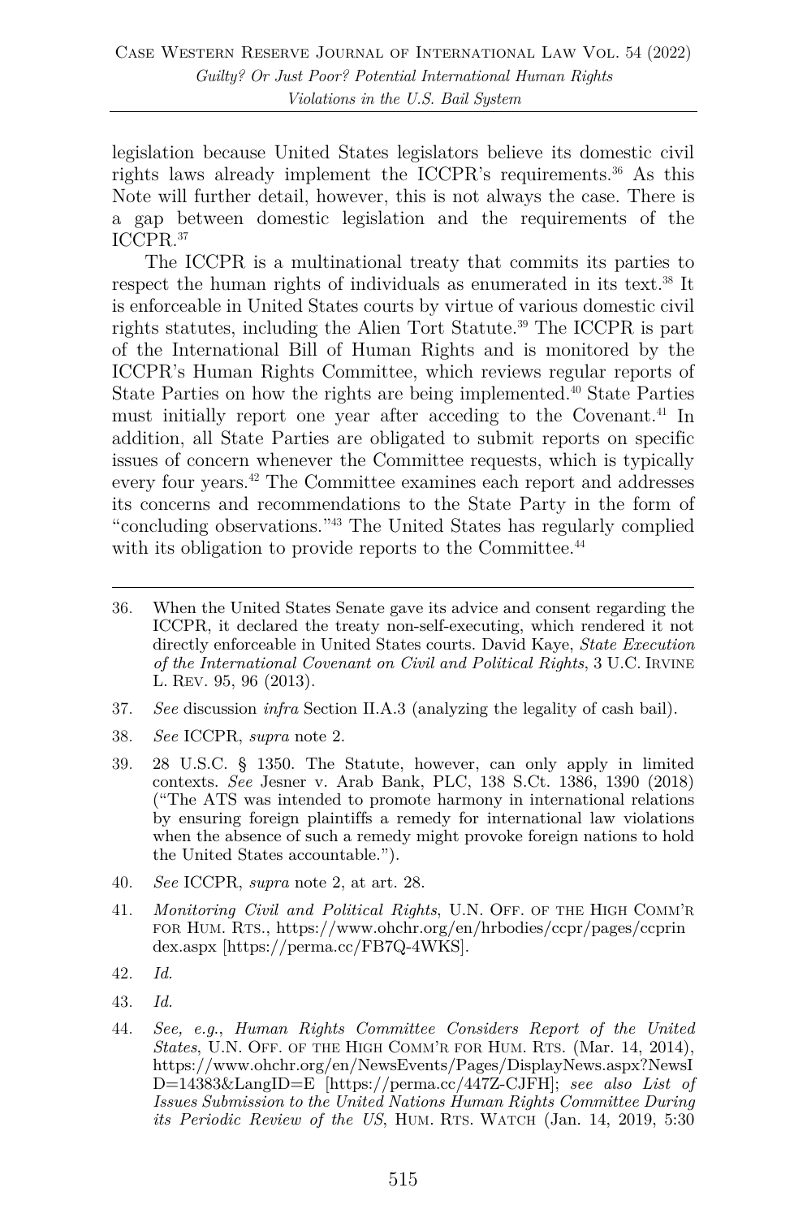legislation because United States legislators believe its domestic civil rights laws already implement the ICCPR's requirements.[36] As this Note will further detail, however, this is not always the case. There is a gap between domestic legislation and the requirements of the ICCPR.[37]

The ICCPR is a multinational treaty that commits its parties to respect the human rights of individuals as enumerated in its text.[38] It is enforceable in United States courts by virtue of various domestic civil rights statutes, including the Alien Tort Statute.[39] The ICCPR is part of the International Bill of Human Rights and is monitored by the ICCPR's Human Rights Committee, which reviews regular reports of State Parties on how the rights are being implemented.[40] State Parties must initially report one year after acceding to the Covenant.[41] In addition, all State Parties are obligated to submit reports on specific issues of concern whenever the Committee requests, which is typically every four years.[42] The Committee examines each report and addresses its concerns and recommendations to the State Party in the form of "concluding observations."[43] The United States has regularly complied with its obligation to provide reports to the Committee.[44]

---

36. When the United States Senate gave its advice and consent regarding the ICCPR, it declared the treaty non-self-executing, which rendered it not directly enforceable in United States courts. David Kaye, *State Execution of the International Covenant on Civil and Political Rights*, 3 U.C. IRVINE L. REV. 95, 96 (2013).

37. *See* discussion *infra* Section II.A.3 (analyzing the legality of cash bail).

38. *See* ICCPR, *supra* note 2.

39. 28 U.S.C. § 1350. The Statute, however, can only apply in limited contexts. *See* Jesner v. Arab Bank, PLC, 138 S.Ct. 1386, 1390 (2018) ("The ATS was intended to promote harmony in international relations by ensuring foreign plaintiffs a remedy for international law violations when the absence of such a remedy might provoke foreign nations to hold the United States accountable.").

40. *See* ICCPR, *supra* note 2, at art. 28.

41. *Monitoring Civil and Political Rights*, U.N. OFF. OF THE HIGH COMM'R FOR HUM. RTS., https://www.ohchr.org/en/hrbodies/ccpr/pages/ccprindex.aspx [https://perma.cc/FB7Q-4WKS].

42. *Id.*

43. *Id.*

44. *See, e.g.*, *Human Rights Committee Considers Report of the United States*, U.N. OFF. OF THE HIGH COMM'R FOR HUM. RTS. (Mar. 14, 2014), https://www.ohchr.org/en/NewsEvents/Pages/DisplayNews.aspx?NewsID=14383&LangID=E [https://perma.cc/447Z-CJFH]; *see also List of Issues Submission to the United Nations Human Rights Committee During its Periodic Review of the US*, HUM. RTS. WATCH (Jan. 14, 2019, 5:30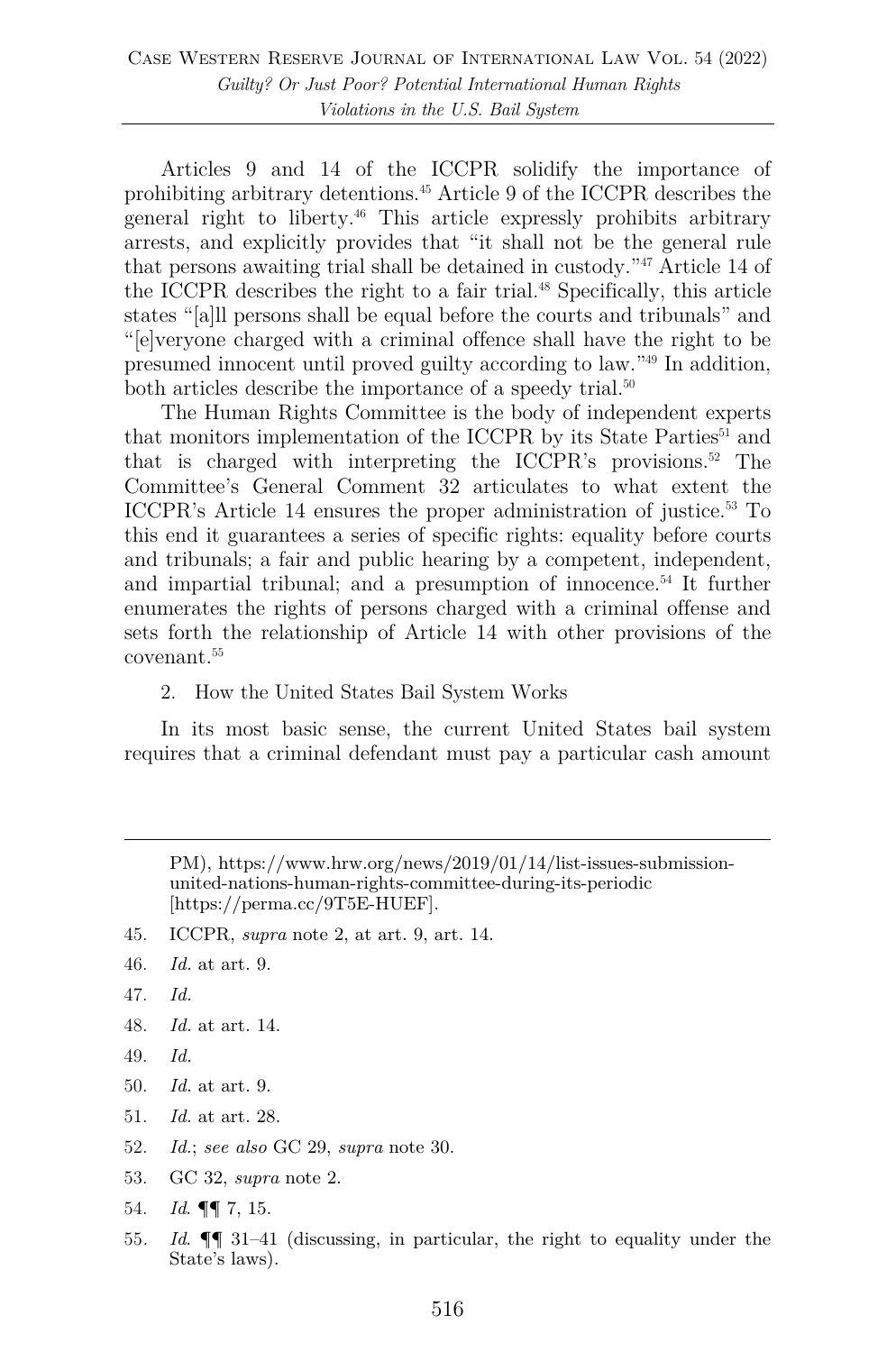Articles 9 and 14 of the ICCPR solidify the importance of prohibiting arbitrary detentions.[45] Article 9 of the ICCPR describes the general right to liberty.[46] This article expressly prohibits arbitrary arrests, and explicitly provides that "it shall not be the general rule that persons awaiting trial shall be detained in custody."[47] Article 14 of the ICCPR describes the right to a fair trial.[48] Specifically, this article states "[a]ll persons shall be equal before the courts and tribunals" and "[e]veryone charged with a criminal offence shall have the right to be presumed innocent until proved guilty according to law."[49] In addition, both articles describe the importance of a speedy trial.[50]

The Human Rights Committee is the body of independent experts that monitors implementation of the ICCPR by its State Parties[51] and that is charged with interpreting the ICCPR's provisions.[52] The Committee's General Comment 32 articulates to what extent the ICCPR's Article 14 ensures the proper administration of justice.[53] To this end it guarantees a series of specific rights: equality before courts and tribunals; a fair and public hearing by a competent, independent, and impartial tribunal; and a presumption of innocence.[54] It further enumerates the rights of persons charged with a criminal offense and sets forth the relationship of Article 14 with other provisions of the covenant.[55]

2. How the United States Bail System Works

In its most basic sense, the current United States bail system requires that a criminal defendant must pay a particular cash amount

---

PM), https://www.hrw.org/news/2019/01/14/list-issues-submission-united-nations-human-rights-committee-during-its-periodic [https://perma.cc/9T5E-HUEF].

45. ICCPR, *supra* note 2, at art. 9, art. 14.

46. *Id.* at art. 9.

47. *Id.*

48. *Id.* at art. 14.

49. *Id.*

50. *Id.* at art. 9.

51. *Id.* at art. 28.

52. *Id.*; *see also* GC 29, *supra* note 30.

53. GC 32, *supra* note 2.

54. *Id.* ¶¶ 7, 15.

55. *Id.* ¶¶ 31–41 (discussing, in particular, the right to equality under the State's laws).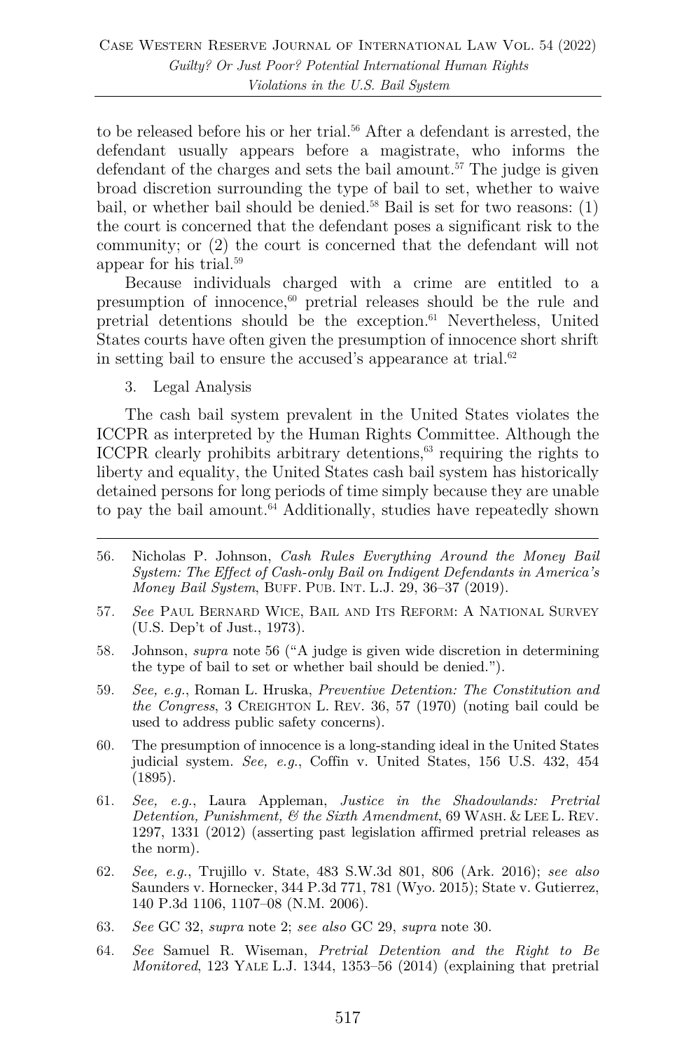to be released before his or her trial.[56] After a defendant is arrested, the defendant usually appears before a magistrate, who informs the defendant of the charges and sets the bail amount.[57] The judge is given broad discretion surrounding the type of bail to set, whether to waive bail, or whether bail should be denied.[58] Bail is set for two reasons: (1) the court is concerned that the defendant poses a significant risk to the community; or (2) the court is concerned that the defendant will not appear for his trial.[59]

Because individuals charged with a crime are entitled to a presumption of innocence,[60] pretrial releases should be the rule and pretrial detentions should be the exception.[61] Nevertheless, United States courts have often given the presumption of innocence short shrift in setting bail to ensure the accused's appearance at trial.[62]

3. Legal Analysis

The cash bail system prevalent in the United States violates the ICCPR as interpreted by the Human Rights Committee. Although the ICCPR clearly prohibits arbitrary detentions,[63] requiring the rights to liberty and equality, the United States cash bail system has historically detained persons for long periods of time simply because they are unable to pay the bail amount.[64] Additionally, studies have repeatedly shown

---

56. Nicholas P. Johnson, *Cash Rules Everything Around the Money Bail System: The Effect of Cash-only Bail on Indigent Defendants in America's Money Bail System*, BUFF. PUB. INT. L.J. 29, 36–37 (2019).

57. *See* PAUL BERNARD WICE, BAIL AND ITS REFORM: A NATIONAL SURVEY (U.S. Dep't of Just., 1973).

58. Johnson, *supra* note 56 ("A judge is given wide discretion in determining the type of bail to set or whether bail should be denied.").

59. *See, e.g.*, Roman L. Hruska, *Preventive Detention: The Constitution and the Congress*, 3 CREIGHTON L. REV. 36, 57 (1970) (noting bail could be used to address public safety concerns).

60. The presumption of innocence is a long-standing ideal in the United States judicial system. *See, e.g.*, Coffin v. United States, 156 U.S. 432, 454 (1895).

61. *See, e.g.*, Laura Appleman, *Justice in the Shadowlands: Pretrial Detention, Punishment, & the Sixth Amendment*, 69 WASH. & LEE L. REV. 1297, 1331 (2012) (asserting past legislation affirmed pretrial releases as the norm).

62. *See, e.g.*, Trujillo v. State, 483 S.W.3d 801, 806 (Ark. 2016); *see also* Saunders v. Hornecker, 344 P.3d 771, 781 (Wyo. 2015); State v. Gutierrez, 140 P.3d 1106, 1107–08 (N.M. 2006).

63. *See* GC 32, *supra* note 2; *see also* GC 29, *supra* note 30.

64. *See* Samuel R. Wiseman, *Pretrial Detention and the Right to Be Monitored*, 123 YALE L.J. 1344, 1353–56 (2014) (explaining that pretrial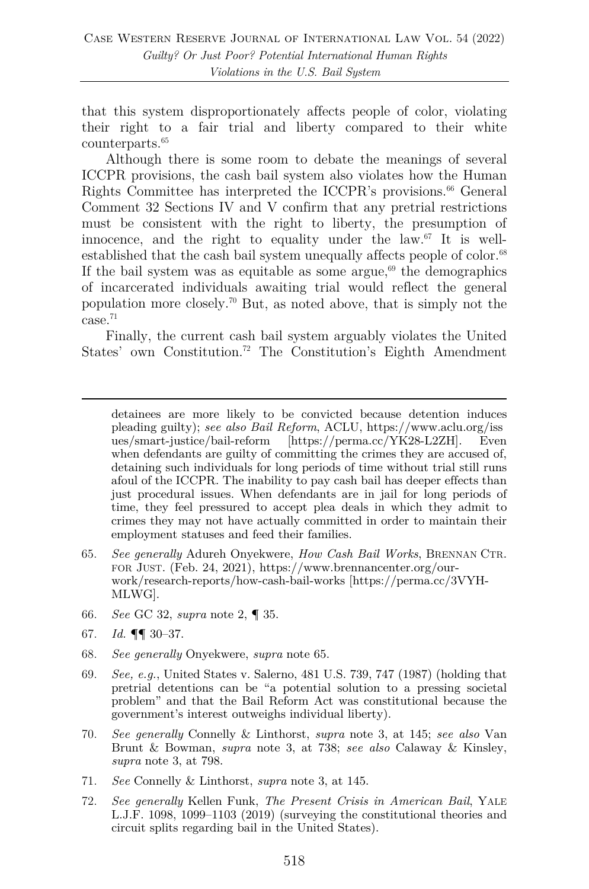that this system disproportionately affects people of color, violating their right to a fair trial and liberty compared to their white counterparts.[65]

Although there is some room to debate the meanings of several ICCPR provisions, the cash bail system also violates how the Human Rights Committee has interpreted the ICCPR's provisions.[66] General Comment 32 Sections IV and V confirm that any pretrial restrictions must be consistent with the right to liberty, the presumption of innocence, and the right to equality under the law.[67] It is well-established that the cash bail system unequally affects people of color.[68] If the bail system was as equitable as some argue,[69] the demographics of incarcerated individuals awaiting trial would reflect the general population more closely.[70] But, as noted above, that is simply not the case.[71]

Finally, the current cash bail system arguably violates the United States' own Constitution.[72] The Constitution's Eighth Amendment

---

detainees are more likely to be convicted because detention induces pleading guilty); *see also Bail Reform*, ACLU, https://www.aclu.org/issues/smart-justice/bail-reform [https://perma.cc/YK28-L2ZH]. Even when defendants are guilty of committing the crimes they are accused of, detaining such individuals for long periods of time without trial still runs afoul of the ICCPR. The inability to pay cash bail has deeper effects than just procedural issues. When defendants are in jail for long periods of time, they feel pressured to accept plea deals in which they admit to crimes they may not have actually committed in order to maintain their employment statuses and feed their families.

65. *See generally* Adureh Onyekwere, *How Cash Bail Works*, BRENNAN CTR. FOR JUST. (Feb. 24, 2021), https://www.brennancenter.org/our-work/research-reports/how-cash-bail-works [https://perma.cc/3VYH-MLWG].

66. *See* GC 32, *supra* note 2, ¶ 35.

67. *Id.* ¶¶ 30–37.

68. *See generally* Onyekwere, *supra* note 65.

69. *See, e.g.*, United States v. Salerno, 481 U.S. 739, 747 (1987) (holding that pretrial detentions can be "a potential solution to a pressing societal problem" and that the Bail Reform Act was constitutional because the government's interest outweighs individual liberty).

70. *See generally* Connelly & Linthorst, *supra* note 3, at 145; *see also* Van Brunt & Bowman, *supra* note 3, at 738; *see also* Calaway & Kinsley, *supra* note 3, at 798.

71. *See* Connelly & Linthorst, *supra* note 3, at 145.

72. *See generally* Kellen Funk, *The Present Crisis in American Bail*, YALE L.J.F. 1098, 1099–1103 (2019) (surveying the constitutional theories and circuit splits regarding bail in the United States).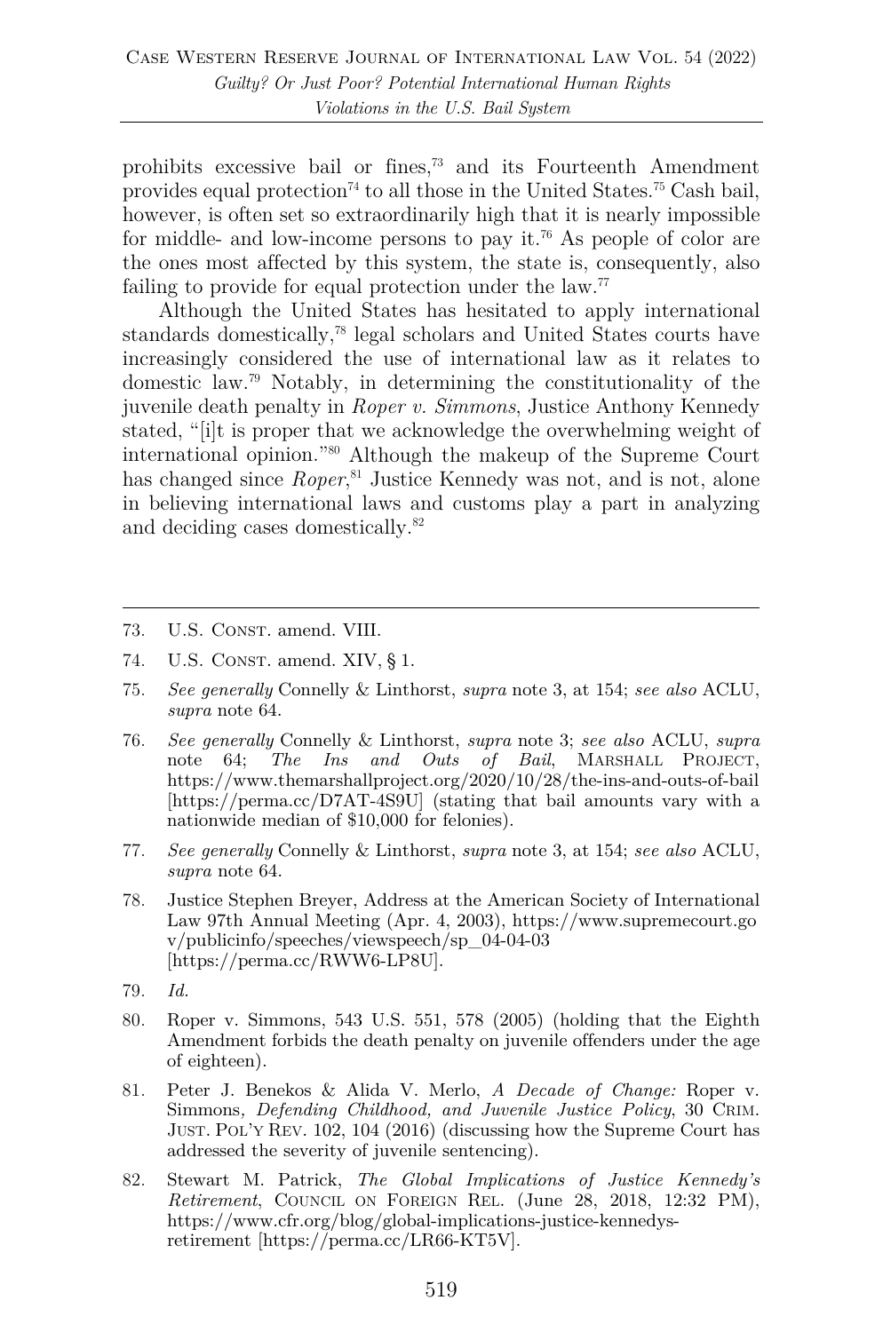prohibits excessive bail or fines,[73] and its Fourteenth Amendment provides equal protection[74] to all those in the United States.[75] Cash bail, however, is often set so extraordinarily high that it is nearly impossible for middle- and low-income persons to pay it.[76] As people of color are the ones most affected by this system, the state is, consequently, also failing to provide for equal protection under the law.[77]

Although the United States has hesitated to apply international standards domestically,[78] legal scholars and United States courts have increasingly considered the use of international law as it relates to domestic law.[79] Notably, in determining the constitutionality of the juvenile death penalty in *Roper v. Simmons*, Justice Anthony Kennedy stated, "[i]t is proper that we acknowledge the overwhelming weight of international opinion."[80] Although the makeup of the Supreme Court has changed since *Roper*,[81] Justice Kennedy was not, and is not, alone in believing international laws and customs play a part in analyzing and deciding cases domestically.[82]

---

73. U.S. CONST. amend. VIII.

74. U.S. CONST. amend. XIV, § 1.

75. *See generally* Connelly & Linthorst, *supra* note 3, at 154; *see also* ACLU, *supra* note 64.

76. *See generally* Connelly & Linthorst, *supra* note 3; *see also* ACLU, *supra* note 64; *The Ins and Outs of Bail*, MARSHALL PROJECT, https://www.themarshallproject.org/2020/10/28/the-ins-and-outs-of-bail [https://perma.cc/D7AT-4S9U] (stating that bail amounts vary with a nationwide median of $10,000 for felonies).

77. *See generally* Connelly & Linthorst, *supra* note 3, at 154; *see also* ACLU, *supra* note 64.

78. Justice Stephen Breyer, Address at the American Society of International Law 97th Annual Meeting (Apr. 4, 2003), https://www.supremecourt.gov/publicinfo/speeches/viewspeech/sp_04-04-03 [https://perma.cc/RWW6-LP8U].

79. *Id.*

80. Roper v. Simmons, 543 U.S. 551, 578 (2005) (holding that the Eighth Amendment forbids the death penalty on juvenile offenders under the age of eighteen).

81. Peter J. Benekos & Alida V. Merlo, *A Decade of Change:* Roper v. Simmons*, Defending Childhood, and Juvenile Justice Policy*, 30 CRIM. JUST. POL'Y REV. 102, 104 (2016) (discussing how the Supreme Court has addressed the severity of juvenile sentencing).

82. Stewart M. Patrick, *The Global Implications of Justice Kennedy's Retirement*, COUNCIL ON FOREIGN REL. (June 28, 2018, 12:32 PM), https://www.cfr.org/blog/global-implications-justice-kennedys-retirement [https://perma.cc/LR66-KT5V].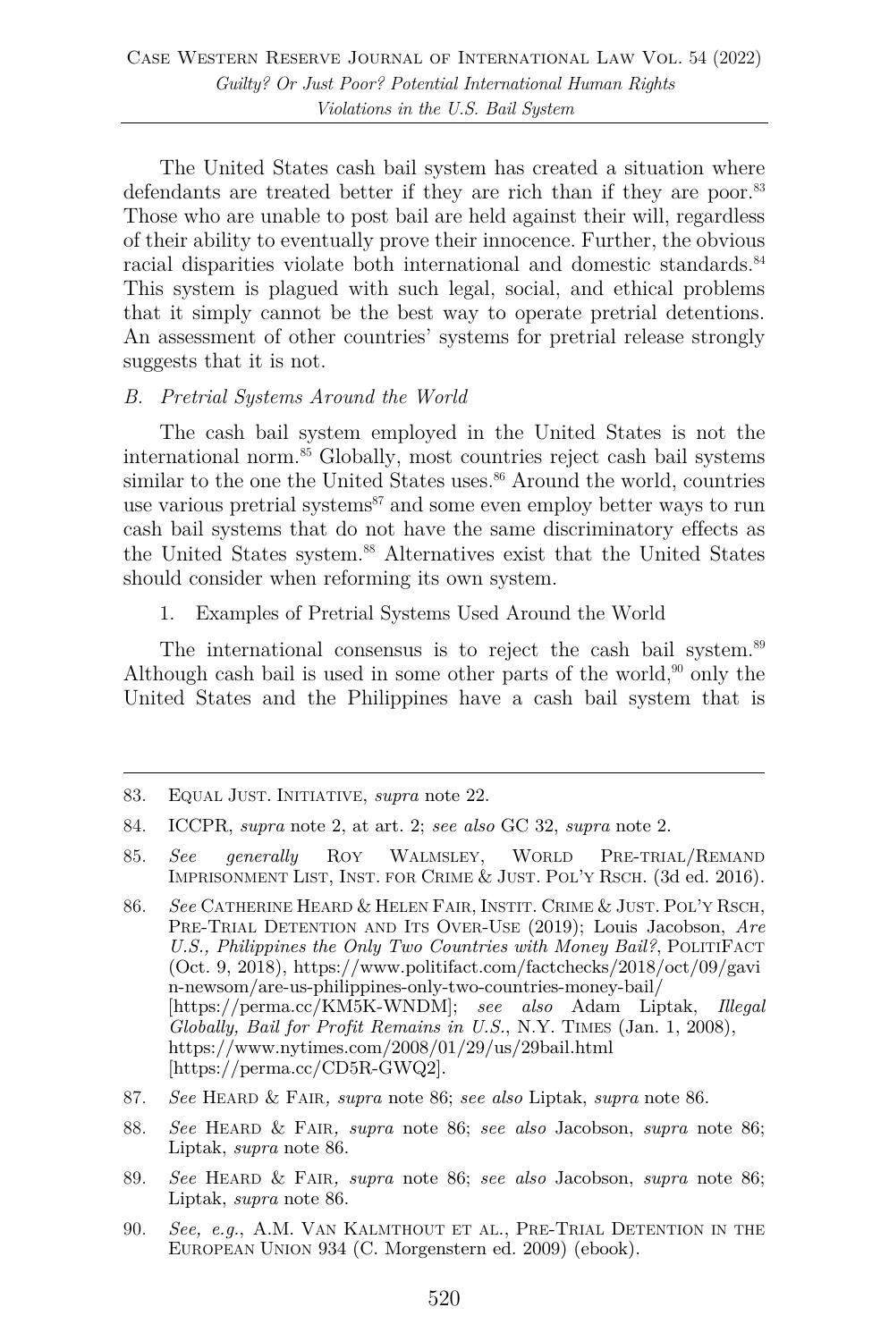The United States cash bail system has created a situation where defendants are treated better if they are rich than if they are poor.[83] Those who are unable to post bail are held against their will, regardless of their ability to eventually prove their innocence. Further, the obvious racial disparities violate both international and domestic standards.[84] This system is plagued with such legal, social, and ethical problems that it simply cannot be the best way to operate pretrial detentions. An assessment of other countries' systems for pretrial release strongly suggests that it is not.

### *B. Pretrial Systems Around the World*

The cash bail system employed in the United States is not the international norm.[85] Globally, most countries reject cash bail systems similar to the one the United States uses.[86] Around the world, countries use various pretrial systems[87] and some even employ better ways to run cash bail systems that do not have the same discriminatory effects as the United States system.[88] Alternatives exist that the United States should consider when reforming its own system.

#### 1. Examples of Pretrial Systems Used Around the World

The international consensus is to reject the cash bail system.[89] Although cash bail is used in some other parts of the world,[90] only the United States and the Philippines have a cash bail system that is

---

83. Equal Just. Initiative, *supra* note 22.

84. ICCPR, *supra* note 2, at art. 2; *see also* GC 32, *supra* note 2.

85. *See generally* Roy Walmsley, World Pre-trial/Remand Imprisonment List, Inst. for Crime & Just. Pol'y Rsch. (3d ed. 2016).

86. *See* Catherine Heard & Helen Fair, Instit. Crime & Just. Pol'y Rsch, Pre-Trial Detention and Its Over-Use (2019); Louis Jacobson, *Are U.S., Philippines the Only Two Countries with Money Bail?*, PolitiFact (Oct. 9, 2018), https://www.politifact.com/factchecks/2018/oct/09/gavin-newsom/are-us-philippines-only-two-countries-money-bail/ [https://perma.cc/KM5K-WNDM]; *see also* Adam Liptak, *Illegal Globally, Bail for Profit Remains in U.S.*, N.Y. Times (Jan. 1, 2008), https://www.nytimes.com/2008/01/29/us/29bail.html [https://perma.cc/CD5R-GWQ2].

87. *See* Heard & Fair*, supra* note 86; *see also* Liptak, *supra* note 86.

88. *See* Heard & Fair*, supra* note 86; *see also* Jacobson, *supra* note 86; Liptak, *supra* note 86.

89. *See* Heard & Fair*, supra* note 86; *see also* Jacobson, *supra* note 86; Liptak, *supra* note 86.

90. *See, e.g.*, A.M. Van Kalmthout et al., Pre-Trial Detention in the European Union 934 (C. Morgenstern ed. 2009) (ebook).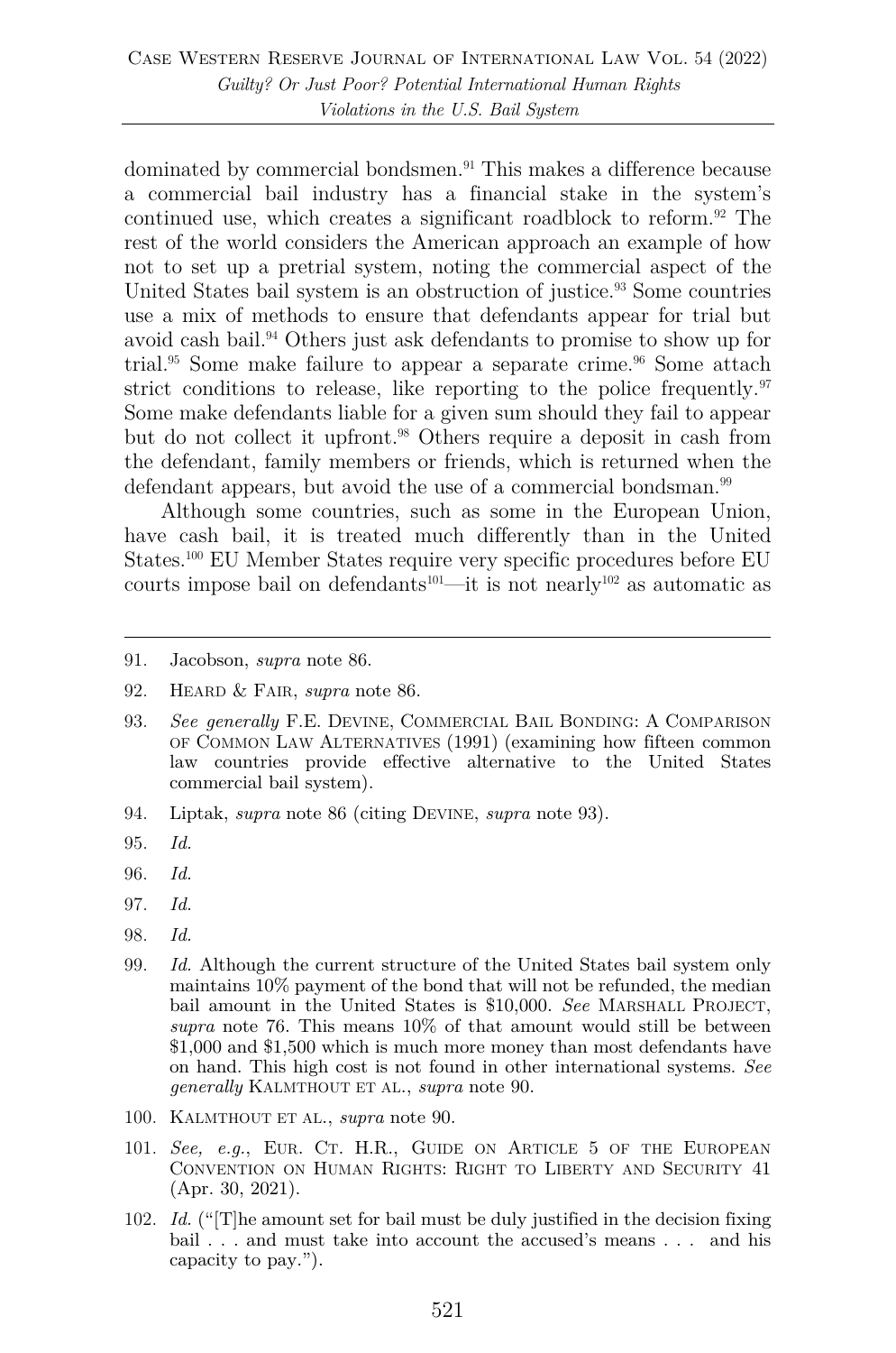dominated by commercial bondsmen.[91] This makes a difference because a commercial bail industry has a financial stake in the system's continued use, which creates a significant roadblock to reform.[92] The rest of the world considers the American approach an example of how not to set up a pretrial system, noting the commercial aspect of the United States bail system is an obstruction of justice.[93] Some countries use a mix of methods to ensure that defendants appear for trial but avoid cash bail.[94] Others just ask defendants to promise to show up for trial.[95] Some make failure to appear a separate crime.[96] Some attach strict conditions to release, like reporting to the police frequently.[97] Some make defendants liable for a given sum should they fail to appear but do not collect it upfront.[98] Others require a deposit in cash from the defendant, family members or friends, which is returned when the defendant appears, but avoid the use of a commercial bondsman.[99]

Although some countries, such as some in the European Union, have cash bail, it is treated much differently than in the United States.[100] EU Member States require very specific procedures before EU courts impose bail on defendants[101]—it is not nearly[102] as automatic as

---

91. Jacobson, *supra* note 86.

92. HEARD & FAIR, *supra* note 86.

93. *See generally* F.E. DEVINE, COMMERCIAL BAIL BONDING: A COMPARISON OF COMMON LAW ALTERNATIVES (1991) (examining how fifteen common law countries provide effective alternative to the United States commercial bail system).

94. Liptak, *supra* note 86 (citing DEVINE, *supra* note 93).

95. *Id.*

96. *Id.*

97. *Id.*

98. *Id.*

99. *Id.* Although the current structure of the United States bail system only maintains 10% payment of the bond that will not be refunded, the median bail amount in the United States is $10,000. *See* MARSHALL PROJECT, *supra* note 76. This means 10% of that amount would still be between $1,000 and $1,500 which is much more money than most defendants have on hand. This high cost is not found in other international systems. *See generally* KALMTHOUT ET AL., *supra* note 90.

100. KALMTHOUT ET AL., *supra* note 90.

101. *See, e.g.*, EUR. CT. H.R., GUIDE ON ARTICLE 5 OF THE EUROPEAN CONVENTION ON HUMAN RIGHTS: RIGHT TO LIBERTY AND SECURITY 41 (Apr. 30, 2021).

102. *Id.* ("[T]he amount set for bail must be duly justified in the decision fixing bail . . . and must take into account the accused's means . . . and his capacity to pay.").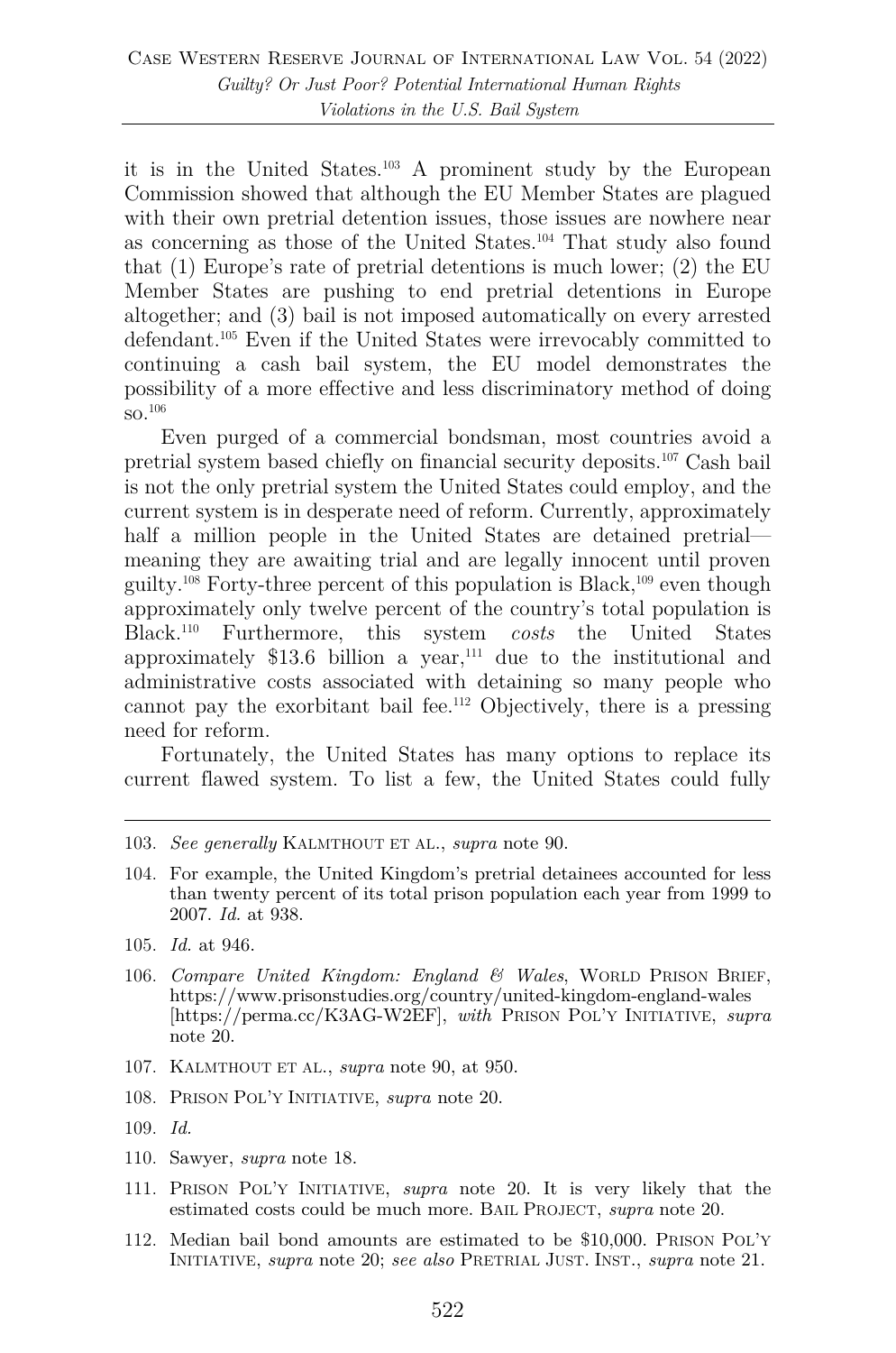it is in the United States.[103] A prominent study by the European Commission showed that although the EU Member States are plagued with their own pretrial detention issues, those issues are nowhere near as concerning as those of the United States.[104] That study also found that (1) Europe's rate of pretrial detentions is much lower; (2) the EU Member States are pushing to end pretrial detentions in Europe altogether; and (3) bail is not imposed automatically on every arrested defendant.[105] Even if the United States were irrevocably committed to continuing a cash bail system, the EU model demonstrates the possibility of a more effective and less discriminatory method of doing so.[106]

Even purged of a commercial bondsman, most countries avoid a pretrial system based chiefly on financial security deposits.[107] Cash bail is not the only pretrial system the United States could employ, and the current system is in desperate need of reform. Currently, approximately half a million people in the United States are detained pretrial—meaning they are awaiting trial and are legally innocent until proven guilty.[108] Forty-three percent of this population is Black,[109] even though approximately only twelve percent of the country's total population is Black.[110] Furthermore, this system *costs* the United States approximately $13.6 billion a year,[111] due to the institutional and administrative costs associated with detaining so many people who cannot pay the exorbitant bail fee.[112] Objectively, there is a pressing need for reform.

Fortunately, the United States has many options to replace its current flawed system. To list a few, the United States could fully

---

103. *See generally* KALMTHOUT ET AL., *supra* note 90.

104. For example, the United Kingdom's pretrial detainees accounted for less than twenty percent of its total prison population each year from 1999 to 2007. *Id.* at 938.

105. *Id.* at 946.

106. *Compare United Kingdom: England & Wales*, WORLD PRISON BRIEF, https://www.prisonstudies.org/country/united-kingdom-england-wales [https://perma.cc/K3AG-W2EF], *with* PRISON POL'Y INITIATIVE, *supra* note 20.

107. KALMTHOUT ET AL., *supra* note 90, at 950.

108. PRISON POL'Y INITIATIVE, *supra* note 20.

109. *Id.*

110. Sawyer, *supra* note 18.

111. PRISON POL'Y INITIATIVE, *supra* note 20. It is very likely that the estimated costs could be much more. BAIL PROJECT, *supra* note 20.

112. Median bail bond amounts are estimated to be $10,000. PRISON POL'Y INITIATIVE, *supra* note 20; *see also* PRETRIAL JUST. INST., *supra* note 21.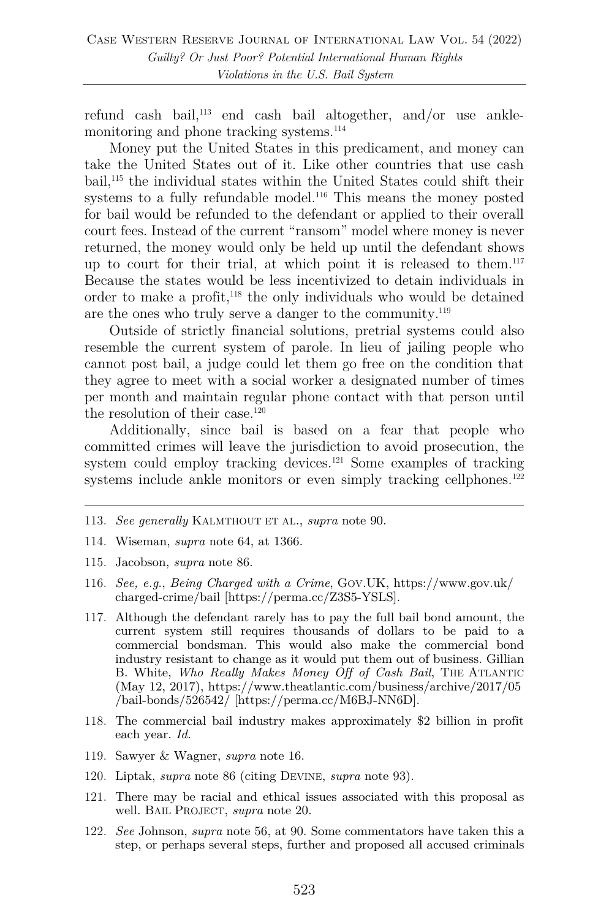refund cash bail,[113] end cash bail altogether, and/or use ankle-monitoring and phone tracking systems.[114]

Money put the United States in this predicament, and money can take the United States out of it. Like other countries that use cash bail,[115] the individual states within the United States could shift their systems to a fully refundable model.[116] This means the money posted for bail would be refunded to the defendant or applied to their overall court fees. Instead of the current "ransom" model where money is never returned, the money would only be held up until the defendant shows up to court for their trial, at which point it is released to them.[117] Because the states would be less incentivized to detain individuals in order to make a profit,[118] the only individuals who would be detained are the ones who truly serve a danger to the community.[119]

Outside of strictly financial solutions, pretrial systems could also resemble the current system of parole. In lieu of jailing people who cannot post bail, a judge could let them go free on the condition that they agree to meet with a social worker a designated number of times per month and maintain regular phone contact with that person until the resolution of their case.[120]

Additionally, since bail is based on a fear that people who committed crimes will leave the jurisdiction to avoid prosecution, the system could employ tracking devices.[121] Some examples of tracking systems include ankle monitors or even simply tracking cellphones.[122]

---

113. *See generally* Kalmthout et al., *supra* note 90.

114. Wiseman, *supra* note 64, at 1366.

115. Jacobson, *supra* note 86.

116. *See, e.g.*, *Being Charged with a Crime*, Gov.UK, https://www.gov.uk/charged-crime/bail [https://perma.cc/Z3S5-YSLS].

117. Although the defendant rarely has to pay the full bail bond amount, the current system still requires thousands of dollars to be paid to a commercial bondsman. This would also make the commercial bond industry resistant to change as it would put them out of business. Gillian B. White, *Who Really Makes Money Off of Cash Bail*, The Atlantic (May 12, 2017), https://www.theatlantic.com/business/archive/2017/05/bail-bonds/526542/ [https://perma.cc/M6BJ-NN6D].

118. The commercial bail industry makes approximately $2 billion in profit each year. *Id.*

119. Sawyer & Wagner, *supra* note 16.

120. Liptak, *supra* note 86 (citing Devine, *supra* note 93).

121. There may be racial and ethical issues associated with this proposal as well. Bail Project, *supra* note 20.

122. *See* Johnson, *supra* note 56, at 90. Some commentators have taken this a step, or perhaps several steps, further and proposed all accused criminals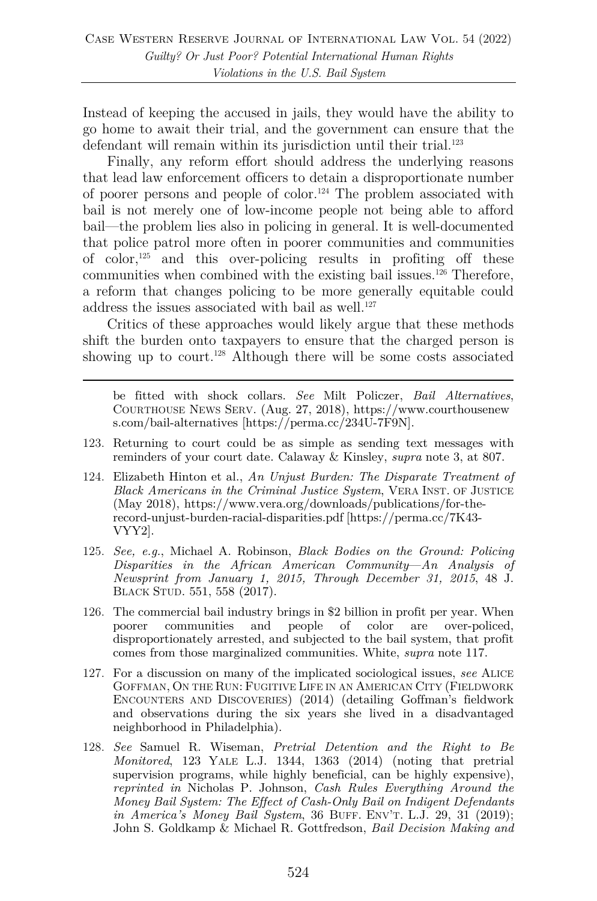Instead of keeping the accused in jails, they would have the ability to go home to await their trial, and the government can ensure that the defendant will remain within its jurisdiction until their trial.[123]

Finally, any reform effort should address the underlying reasons that lead law enforcement officers to detain a disproportionate number of poorer persons and people of color.[124] The problem associated with bail is not merely one of low-income people not being able to afford bail—the problem lies also in policing in general. It is well-documented that police patrol more often in poorer communities and communities of color,[125] and this over-policing results in profiting off these communities when combined with the existing bail issues.[126] Therefore, a reform that changes policing to be more generally equitable could address the issues associated with bail as well.[127]

Critics of these approaches would likely argue that these methods shift the burden onto taxpayers to ensure that the charged person is showing up to court.[128] Although there will be some costs associated

---

be fitted with shock collars. *See* Milt Policzer, *Bail Alternatives*, COURTHOUSE NEWS SERV. (Aug. 27, 2018), https://www.courthousenews.com/bail-alternatives [https://perma.cc/234U-7F9N].

123. Returning to court could be as simple as sending text messages with reminders of your court date. Calaway & Kinsley, *supra* note 3, at 807.

124. Elizabeth Hinton et al., *An Unjust Burden: The Disparate Treatment of Black Americans in the Criminal Justice System*, VERA INST. OF JUSTICE (May 2018), https://www.vera.org/downloads/publications/for-the-record-unjust-burden-racial-disparities.pdf [https://perma.cc/7K43-VYY2].

125. *See, e.g.*, Michael A. Robinson, *Black Bodies on the Ground: Policing Disparities in the African American Community—An Analysis of Newsprint from January 1, 2015, Through December 31, 2015*, 48 J. BLACK STUD. 551, 558 (2017).

126. The commercial bail industry brings in $2 billion in profit per year. When poorer communities and people of color are over-policed, disproportionately arrested, and subjected to the bail system, that profit comes from those marginalized communities. White, *supra* note 117.

127. For a discussion on many of the implicated sociological issues, *see* ALICE GOFFMAN, ON THE RUN: FUGITIVE LIFE IN AN AMERICAN CITY (FIELDWORK ENCOUNTERS AND DISCOVERIES) (2014) (detailing Goffman's fieldwork and observations during the six years she lived in a disadvantaged neighborhood in Philadelphia).

128. *See* Samuel R. Wiseman, *Pretrial Detention and the Right to Be Monitored*, 123 YALE L.J. 1344, 1363 (2014) (noting that pretrial supervision programs, while highly beneficial, can be highly expensive), *reprinted in* Nicholas P. Johnson, *Cash Rules Everything Around the Money Bail System: The Effect of Cash-Only Bail on Indigent Defendants in America's Money Bail System*, 36 BUFF. ENV'T. L.J. 29, 31 (2019); John S. Goldkamp & Michael R. Gottfredson, *Bail Decision Making and*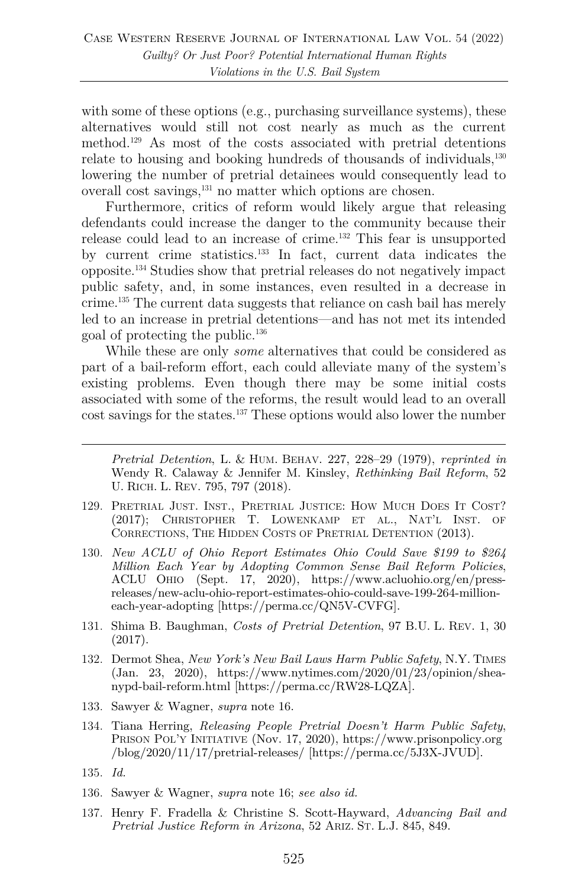with some of these options (e.g., purchasing surveillance systems), these alternatives would still not cost nearly as much as the current method.[129] As most of the costs associated with pretrial detentions relate to housing and booking hundreds of thousands of individuals,[130] lowering the number of pretrial detainees would consequently lead to overall cost savings,[131] no matter which options are chosen.

Furthermore, critics of reform would likely argue that releasing defendants could increase the danger to the community because their release could lead to an increase of crime.[132] This fear is unsupported by current crime statistics.[133] In fact, current data indicates the opposite.[134] Studies show that pretrial releases do not negatively impact public safety, and, in some instances, even resulted in a decrease in crime.[135] The current data suggests that reliance on cash bail has merely led to an increase in pretrial detentions—and has not met its intended goal of protecting the public.[136]

While these are only *some* alternatives that could be considered as part of a bail-reform effort, each could alleviate many of the system's existing problems. Even though there may be some initial costs associated with some of the reforms, the result would lead to an overall cost savings for the states.[137] These options would also lower the number

---

*Pretrial Detention*, L. & HUM. BEHAV. 227, 228–29 (1979), *reprinted in* Wendy R. Calaway & Jennifer M. Kinsley, *Rethinking Bail Reform*, 52 U. RICH. L. REV. 795, 797 (2018).

129. PRETRIAL JUST. INST., PRETRIAL JUSTICE: HOW MUCH DOES IT COST? (2017); CHRISTOPHER T. LOWENKAMP ET AL., NAT'L INST. OF CORRECTIONS, THE HIDDEN COSTS OF PRETRIAL DETENTION (2013).

130. *New ACLU of Ohio Report Estimates Ohio Could Save $199 to $264 Million Each Year by Adopting Common Sense Bail Reform Policies*, ACLU OHIO (Sept. 17, 2020), https://www.acluohio.org/en/press-releases/new-aclu-ohio-report-estimates-ohio-could-save-199-264-million-each-year-adopting [https://perma.cc/QN5V-CVFG].

131. Shima B. Baughman, *Costs of Pretrial Detention*, 97 B.U. L. REV. 1, 30 (2017).

132. Dermot Shea, *New York's New Bail Laws Harm Public Safety*, N.Y. TIMES (Jan. 23, 2020), https://www.nytimes.com/2020/01/23/opinion/shea-nypd-bail-reform.html [https://perma.cc/RW28-LQZA].

133. Sawyer & Wagner, *supra* note 16.

134. Tiana Herring, *Releasing People Pretrial Doesn't Harm Public Safety*, PRISON POL'Y INITIATIVE (Nov. 17, 2020), https://www.prisonpolicy.org/blog/2020/11/17/pretrial-releases/ [https://perma.cc/5J3X-JVUD].

135. *Id.*

136. Sawyer & Wagner, *supra* note 16; *see also id.*

137. Henry F. Fradella & Christine S. Scott-Hayward, *Advancing Bail and Pretrial Justice Reform in Arizona*, 52 ARIZ. ST. L.J. 845, 849.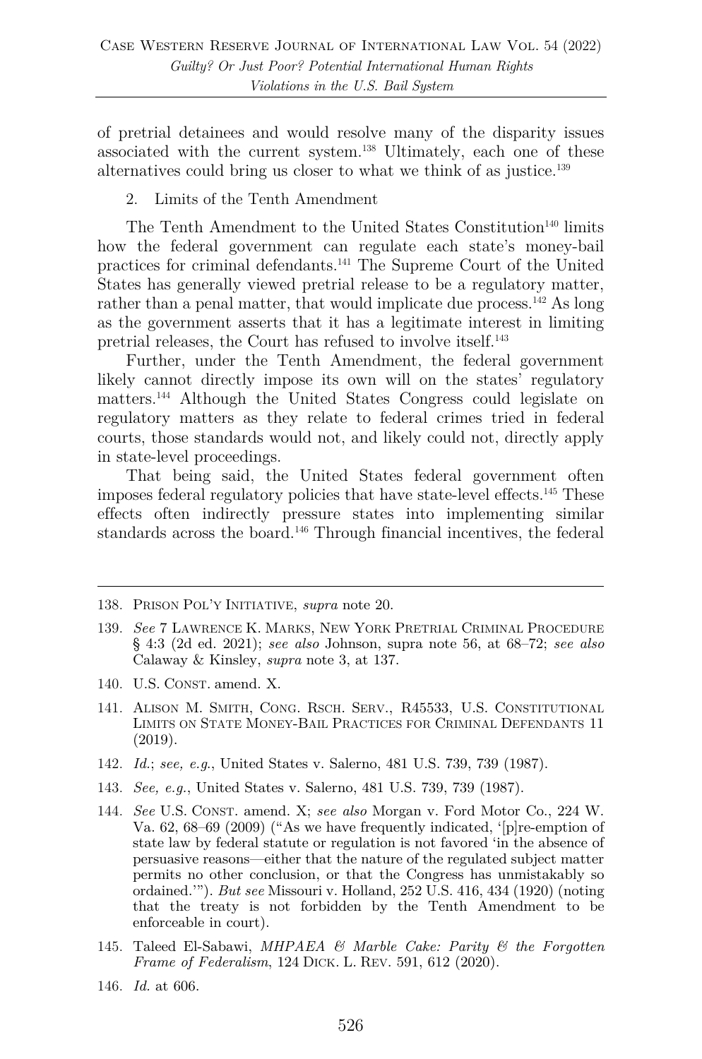of pretrial detainees and would resolve many of the disparity issues associated with the current system.[138] Ultimately, each one of these alternatives could bring us closer to what we think of as justice.[139]

2. Limits of the Tenth Amendment

The Tenth Amendment to the United States Constitution[140] limits how the federal government can regulate each state's money-bail practices for criminal defendants.[141] The Supreme Court of the United States has generally viewed pretrial release to be a regulatory matter, rather than a penal matter, that would implicate due process.[142] As long as the government asserts that it has a legitimate interest in limiting pretrial releases, the Court has refused to involve itself.[143]

Further, under the Tenth Amendment, the federal government likely cannot directly impose its own will on the states' regulatory matters.[144] Although the United States Congress could legislate on regulatory matters as they relate to federal crimes tried in federal courts, those standards would not, and likely could not, directly apply in state-level proceedings.

That being said, the United States federal government often imposes federal regulatory policies that have state-level effects.[145] These effects often indirectly pressure states into implementing similar standards across the board.[146] Through financial incentives, the federal

---

138. Prison Pol'y Initiative, *supra* note 20.

139. *See* 7 Lawrence K. Marks, New York Pretrial Criminal Procedure § 4:3 (2d ed. 2021); *see also* Johnson, supra note 56, at 68–72; *see also* Calaway & Kinsley, *supra* note 3, at 137.

140. U.S. Const. amend. X.

141. Alison M. Smith, Cong. Rsch. Serv., R45533, U.S. Constitutional Limits on State Money-Bail Practices for Criminal Defendants 11 (2019).

142. *Id.*; *see, e.g.*, United States v. Salerno, 481 U.S. 739, 739 (1987).

143. *See, e.g.*, United States v. Salerno, 481 U.S. 739, 739 (1987).

144. *See* U.S. Const. amend. X; *see also* Morgan v. Ford Motor Co., 224 W. Va. 62, 68–69 (2009) ("As we have frequently indicated, '[p]re-emption of state law by federal statute or regulation is not favored 'in the absence of persuasive reasons—either that the nature of the regulated subject matter permits no other conclusion, or that the Congress has unmistakably so ordained.'"). *But see* Missouri v. Holland, 252 U.S. 416, 434 (1920) (noting that the treaty is not forbidden by the Tenth Amendment to be enforceable in court).

145. Taleed El-Sabawi, *MHPAEA & Marble Cake: Parity & the Forgotten Frame of Federalism*, 124 Dick. L. Rev. 591, 612 (2020).

146. *Id.* at 606.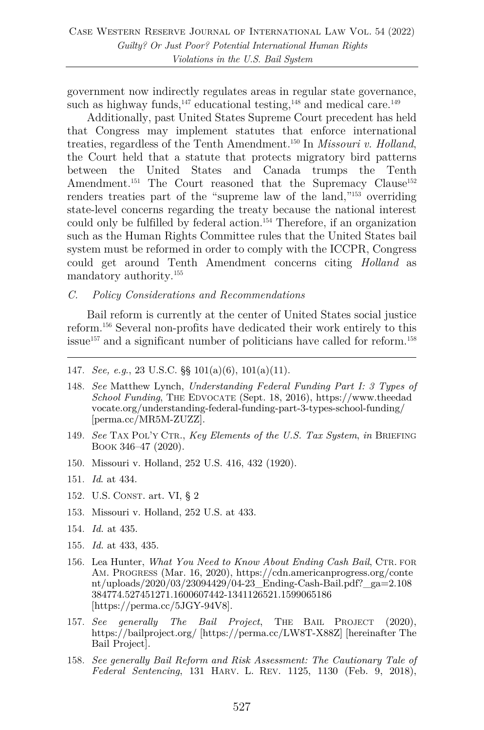government now indirectly regulates areas in regular state governance, such as highway funds,[147] educational testing,[148] and medical care.[149]

Additionally, past United States Supreme Court precedent has held that Congress may implement statutes that enforce international treaties, regardless of the Tenth Amendment.[150] In *Missouri v. Holland*, the Court held that a statute that protects migratory bird patterns between the United States and Canada trumps the Tenth Amendment.[151] The Court reasoned that the Supremacy Clause[152] renders treaties part of the "supreme law of the land,"[153] overriding state-level concerns regarding the treaty because the national interest could only be fulfilled by federal action.[154] Therefore, if an organization such as the Human Rights Committee rules that the United States bail system must be reformed in order to comply with the ICCPR, Congress could get around Tenth Amendment concerns citing *Holland* as mandatory authority.[155]

### *C. Policy Considerations and Recommendations*

Bail reform is currently at the center of United States social justice reform.[156] Several non-profits have dedicated their work entirely to this issue[157] and a significant number of politicians have called for reform.[158]

---

147. *See, e.g.*, 23 U.S.C. §§ 101(a)(6), 101(a)(11).

148. *See* Matthew Lynch, *Understanding Federal Funding Part I: 3 Types of School Funding*, THE EDVOCATE (Sept. 18, 2016), https://www.theedadvocate.org/understanding-federal-funding-part-3-types-school-funding/ [perma.cc/MR5M-ZUZZ].

149. *See* TAX POL'Y CTR., *Key Elements of the U.S. Tax System*, *in* BRIEFING BOOK 346–47 (2020).

150. Missouri v. Holland, 252 U.S. 416, 432 (1920).

151. *Id*. at 434.

152. U.S. CONST. art. VI, § 2

153. Missouri v. Holland, 252 U.S. at 433.

154. *Id.* at 435.

155. *Id.* at 433, 435.

156. Lea Hunter, *What You Need to Know About Ending Cash Bail*, CTR. FOR AM. PROGRESS (Mar. 16, 2020), https://cdn.americanprogress.org/content/uploads/2020/03/23094429/04-23_Ending-Cash-Bail.pdf?_ga=2.108384774.527451271.1600607442-1341126521.1599065186 [https://perma.cc/5JGY-94V8].

157. *See generally The Bail Project*, THE BAIL PROJECT (2020), https://bailproject.org/ [https://perma.cc/LW8T-X88Z] [hereinafter The Bail Project].

158. *See generally Bail Reform and Risk Assessment: The Cautionary Tale of Federal Sentencing*, 131 HARV. L. REV. 1125, 1130 (Feb. 9, 2018),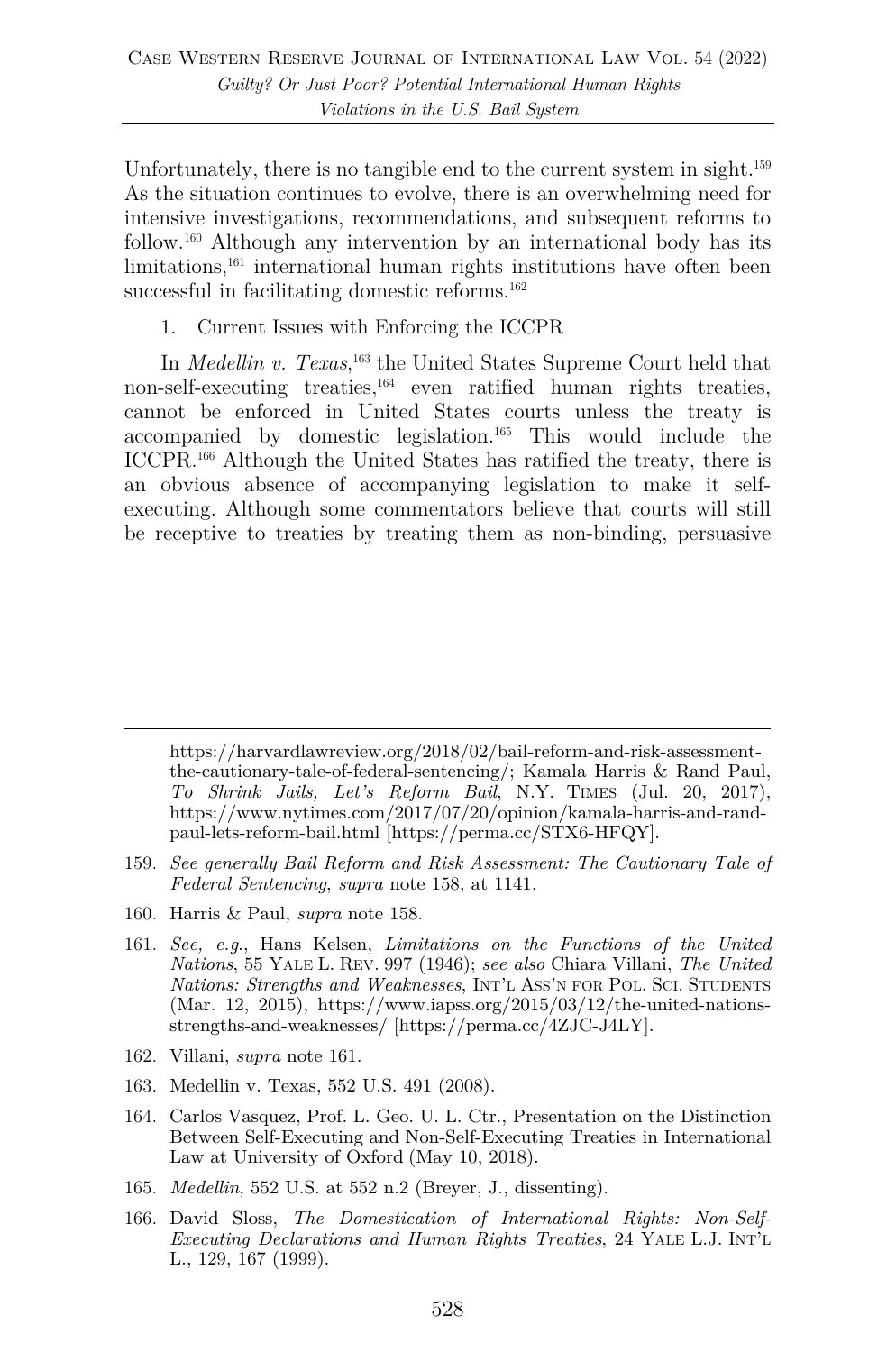Unfortunately, there is no tangible end to the current system in sight.[159] As the situation continues to evolve, there is an overwhelming need for intensive investigations, recommendations, and subsequent reforms to follow.[160] Although any intervention by an international body has its limitations,[161] international human rights institutions have often been successful in facilitating domestic reforms.[162]

1. Current Issues with Enforcing the ICCPR

In *Medellin v. Texas*,[163] the United States Supreme Court held that non-self-executing treaties,[164] even ratified human rights treaties, cannot be enforced in United States courts unless the treaty is accompanied by domestic legislation.[165] This would include the ICCPR.[166] Although the United States has ratified the treaty, there is an obvious absence of accompanying legislation to make it self-executing. Although some commentators believe that courts will still be receptive to treaties by treating them as non-binding, persuasive

---

https://harvardlawreview.org/2018/02/bail-reform-and-risk-assessment-the-cautionary-tale-of-federal-sentencing/; Kamala Harris & Rand Paul, *To Shrink Jails, Let's Reform Bail*, N.Y. TIMES (Jul. 20, 2017), https://www.nytimes.com/2017/07/20/opinion/kamala-harris-and-rand-paul-lets-reform-bail.html [https://perma.cc/STX6-HFQY].

159. *See generally Bail Reform and Risk Assessment: The Cautionary Tale of Federal Sentencing*, *supra* note 158, at 1141.

160. Harris & Paul, *supra* note 158.

161. *See, e.g.*, Hans Kelsen, *Limitations on the Functions of the United Nations*, 55 YALE L. REV. 997 (1946); *see also* Chiara Villani, *The United Nations: Strengths and Weaknesses*, INT'L ASS'N FOR POL. SCI. STUDENTS (Mar. 12, 2015), https://www.iapss.org/2015/03/12/the-united-nations-strengths-and-weaknesses/ [https://perma.cc/4ZJC-J4LY].

162. Villani, *supra* note 161.

163. Medellin v. Texas, 552 U.S. 491 (2008).

164. Carlos Vasquez, Prof. L. Geo. U. L. Ctr., Presentation on the Distinction Between Self-Executing and Non-Self-Executing Treaties in International Law at University of Oxford (May 10, 2018).

165. *Medellin*, 552 U.S. at 552 n.2 (Breyer, J., dissenting).

166. David Sloss, *The Domestication of International Rights: Non-Self-Executing Declarations and Human Rights Treaties*, 24 YALE L.J. INT'L L., 129, 167 (1999).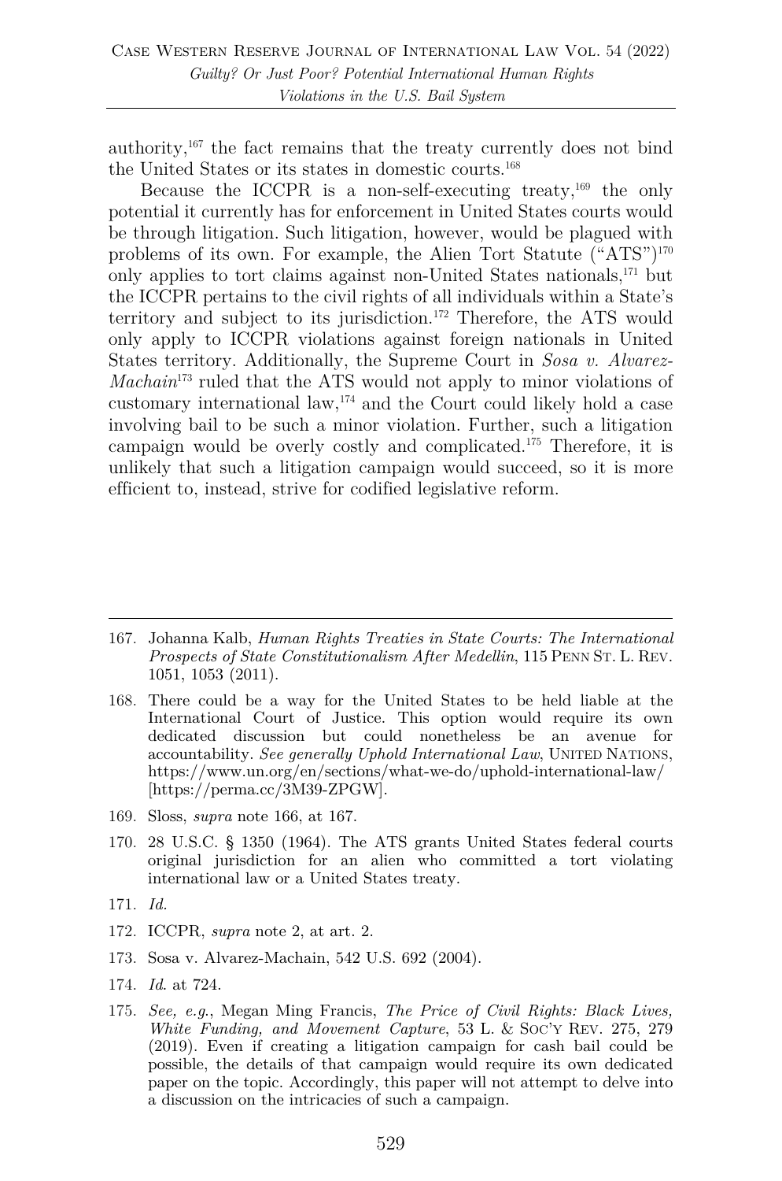authority,[167] the fact remains that the treaty currently does not bind the United States or its states in domestic courts.[168]

Because the ICCPR is a non-self-executing treaty,[169] the only potential it currently has for enforcement in United States courts would be through litigation. Such litigation, however, would be plagued with problems of its own. For example, the Alien Tort Statute ("ATS")[170] only applies to tort claims against non-United States nationals,[171] but the ICCPR pertains to the civil rights of all individuals within a State's territory and subject to its jurisdiction.[172] Therefore, the ATS would only apply to ICCPR violations against foreign nationals in United States territory. Additionally, the Supreme Court in *Sosa v. Alvarez-Machain*[173] ruled that the ATS would not apply to minor violations of customary international law,[174] and the Court could likely hold a case involving bail to be such a minor violation. Further, such a litigation campaign would be overly costly and complicated.[175] Therefore, it is unlikely that such a litigation campaign would succeed, so it is more efficient to, instead, strive for codified legislative reform.

---

167. Johanna Kalb, *Human Rights Treaties in State Courts: The International Prospects of State Constitutionalism After Medellin*, 115 PENN ST. L. REV. 1051, 1053 (2011).

168. There could be a way for the United States to be held liable at the International Court of Justice. This option would require its own dedicated discussion but could nonetheless be an avenue for accountability. *See generally Uphold International Law*, UNITED NATIONS, https://www.un.org/en/sections/what-we-do/uphold-international-law/ [https://perma.cc/3M39-ZPGW].

169. Sloss, *supra* note 166, at 167.

170. 28 U.S.C. § 1350 (1964). The ATS grants United States federal courts original jurisdiction for an alien who committed a tort violating international law or a United States treaty.

171. *Id.*

172. ICCPR, *supra* note 2, at art. 2.

173. Sosa v. Alvarez-Machain, 542 U.S. 692 (2004).

174. *Id.* at 724.

175. *See, e.g.*, Megan Ming Francis, *The Price of Civil Rights: Black Lives, White Funding, and Movement Capture*, 53 L. & SOC'Y REV. 275, 279 (2019). Even if creating a litigation campaign for cash bail could be possible, the details of that campaign would require its own dedicated paper on the topic. Accordingly, this paper will not attempt to delve into a discussion on the intricacies of such a campaign.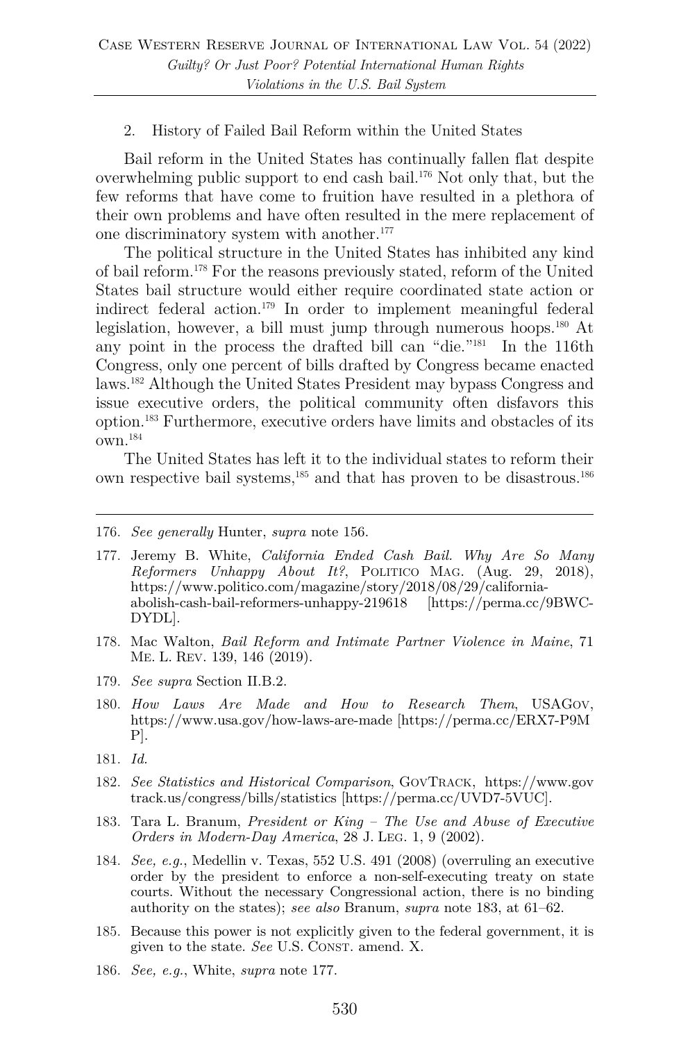### 2. History of Failed Bail Reform within the United States

Bail reform in the United States has continually fallen flat despite overwhelming public support to end cash bail.[176] Not only that, but the few reforms that have come to fruition have resulted in a plethora of their own problems and have often resulted in the mere replacement of one discriminatory system with another.[177]

The political structure in the United States has inhibited any kind of bail reform.[178] For the reasons previously stated, reform of the United States bail structure would either require coordinated state action or indirect federal action.[179] In order to implement meaningful federal legislation, however, a bill must jump through numerous hoops.[180] At any point in the process the drafted bill can "die."[181] In the 116th Congress, only one percent of bills drafted by Congress became enacted laws.[182] Although the United States President may bypass Congress and issue executive orders, the political community often disfavors this option.[183] Furthermore, executive orders have limits and obstacles of its own.[184]

The United States has left it to the individual states to reform their own respective bail systems,[185] and that has proven to be disastrous.[186]

---

176. *See generally* Hunter, *supra* note 156.

177. Jeremy B. White, *California Ended Cash Bail. Why Are So Many Reformers Unhappy About It?*, POLITICO MAG. (Aug. 29, 2018), https://www.politico.com/magazine/story/2018/08/29/california-abolish-cash-bail-reformers-unhappy-219618 [https://perma.cc/9BWC-DYDL].

178. Mac Walton, *Bail Reform and Intimate Partner Violence in Maine*, 71 ME. L. REV. 139, 146 (2019).

179. *See supra* Section II.B.2.

180. *How Laws Are Made and How to Research Them*, USAGOV, https://www.usa.gov/how-laws-are-made [https://perma.cc/ERX7-P9MP].

181. *Id.*

182. *See Statistics and Historical Comparison*, GOVTRACK, https://www.govtrack.us/congress/bills/statistics [https://perma.cc/UVD7-5VUC].

183. Tara L. Branum, *President or King – The Use and Abuse of Executive Orders in Modern-Day America*, 28 J. LEG. 1, 9 (2002).

184. *See, e.g.*, Medellin v. Texas, 552 U.S. 491 (2008) (overruling an executive order by the president to enforce a non-self-executing treaty on state courts. Without the necessary Congressional action, there is no binding authority on the states); *see also* Branum, *supra* note 183, at 61–62.

185. Because this power is not explicitly given to the federal government, it is given to the state. *See* U.S. CONST. amend. X.

186. *See, e.g.*, White, *supra* note 177.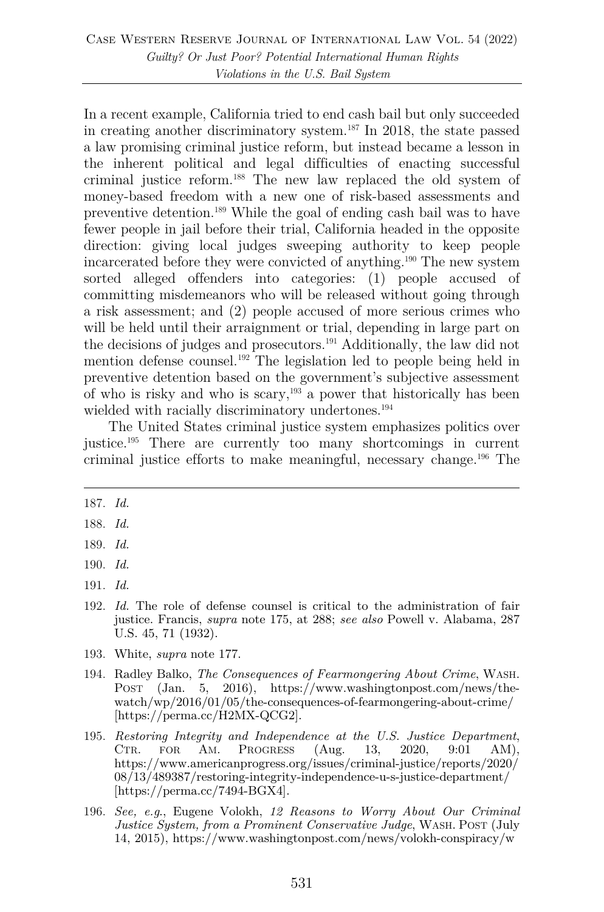In a recent example, California tried to end cash bail but only succeeded in creating another discriminatory system.[187] In 2018, the state passed a law promising criminal justice reform, but instead became a lesson in the inherent political and legal difficulties of enacting successful criminal justice reform.[188] The new law replaced the old system of money-based freedom with a new one of risk-based assessments and preventive detention.[189] While the goal of ending cash bail was to have fewer people in jail before their trial, California headed in the opposite direction: giving local judges sweeping authority to keep people incarcerated before they were convicted of anything.[190] The new system sorted alleged offenders into categories: (1) people accused of committing misdemeanors who will be released without going through a risk assessment; and (2) people accused of more serious crimes who will be held until their arraignment or trial, depending in large part on the decisions of judges and prosecutors.[191] Additionally, the law did not mention defense counsel.[192] The legislation led to people being held in preventive detention based on the government's subjective assessment of who is risky and who is scary,[193] a power that historically has been wielded with racially discriminatory undertones.[194]

The United States criminal justice system emphasizes politics over justice.[195] There are currently too many shortcomings in current criminal justice efforts to make meaningful, necessary change.[196] The

---

187. *Id.*

188. *Id.*

189. *Id.*

190. *Id.*

191. *Id.*

192. *Id.* The role of defense counsel is critical to the administration of fair justice. Francis, *supra* note 175, at 288; *see also* Powell v. Alabama, 287 U.S. 45, 71 (1932).

193. White, *supra* note 177.

194. Radley Balko, *The Consequences of Fearmongering About Crime*, WASH. POST (Jan. 5, 2016), https://www.washingtonpost.com/news/the-watch/wp/2016/01/05/the-consequences-of-fearmongering-about-crime/ [https://perma.cc/H2MX-QCG2].

195. *Restoring Integrity and Independence at the U.S. Justice Department*, CTR. FOR AM. PROGRESS (Aug. 13, 2020, 9:01 AM), https://www.americanprogress.org/issues/criminal-justice/reports/2020/08/13/489387/restoring-integrity-independence-u-s-justice-department/ [https://perma.cc/7494-BGX4].

196. *See, e.g.*, Eugene Volokh, *12 Reasons to Worry About Our Criminal Justice System, from a Prominent Conservative Judge*, WASH. POST (July 14, 2015), https://www.washingtonpost.com/news/volokh-conspiracy/w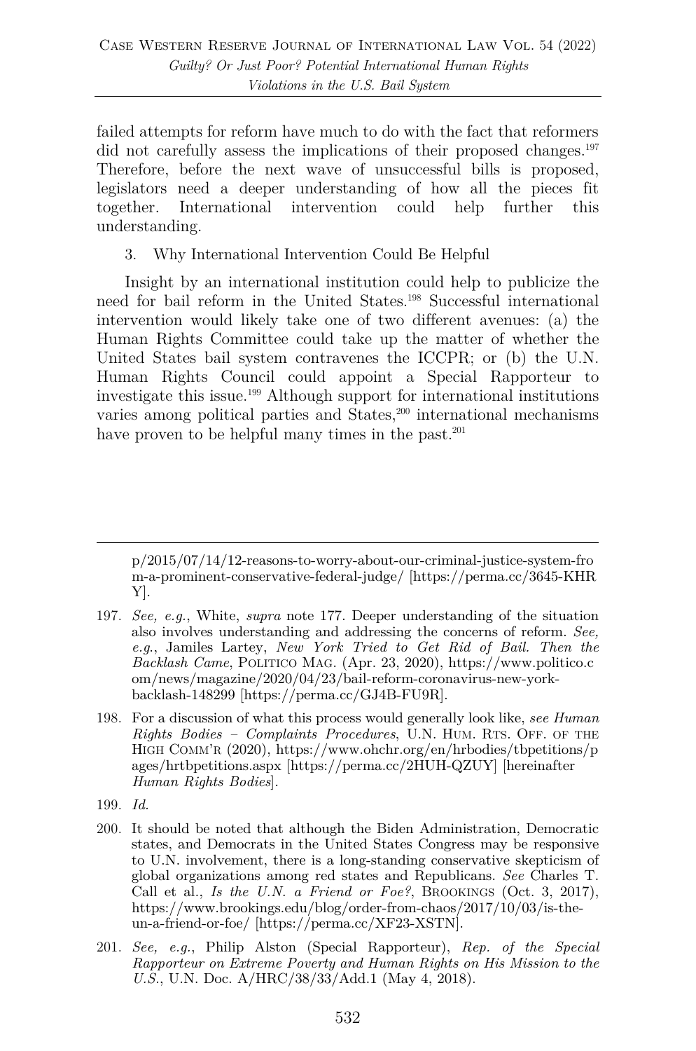failed attempts for reform have much to do with the fact that reformers did not carefully assess the implications of their proposed changes.[197] Therefore, before the next wave of unsuccessful bills is proposed, legislators need a deeper understanding of how all the pieces fit together. International intervention could help further this understanding.

3. Why International Intervention Could Be Helpful

Insight by an international institution could help to publicize the need for bail reform in the United States.[198] Successful international intervention would likely take one of two different avenues: (a) the Human Rights Committee could take up the matter of whether the United States bail system contravenes the ICCPR; or (b) the U.N. Human Rights Council could appoint a Special Rapporteur to investigate this issue.[199] Although support for international institutions varies among political parties and States,[200] international mechanisms have proven to be helpful many times in the past.[201]

---

p/2015/07/14/12-reasons-to-worry-about-our-criminal-justice-system-from-a-prominent-conservative-federal-judge/ [https://perma.cc/3645-KHRY].

197. *See, e.g.*, White, *supra* note 177. Deeper understanding of the situation also involves understanding and addressing the concerns of reform. *See, e.g.*, Jamiles Lartey, *New York Tried to Get Rid of Bail. Then the Backlash Came*, POLITICO MAG. (Apr. 23, 2020), https://www.politico.com/news/magazine/2020/04/23/bail-reform-coronavirus-new-york-backlash-148299 [https://perma.cc/GJ4B-FU9R].

198. For a discussion of what this process would generally look like, *see Human Rights Bodies – Complaints Procedures*, U.N. HUM. RTS. OFF. OF THE HIGH COMM'R (2020), https://www.ohchr.org/en/hrbodies/tbpetitions/pages/hrtbpetitions.aspx [https://perma.cc/2HUH-QZUY] [hereinafter *Human Rights Bodies*].

199. *Id.*

200. It should be noted that although the Biden Administration, Democratic states, and Democrats in the United States Congress may be responsive to U.N. involvement, there is a long-standing conservative skepticism of global organizations among red states and Republicans. *See* Charles T. Call et al., *Is the U.N. a Friend or Foe?*, BROOKINGS (Oct. 3, 2017), https://www.brookings.edu/blog/order-from-chaos/2017/10/03/is-the-un-a-friend-or-foe/ [https://perma.cc/XF23-XSTN].

201. *See, e.g.*, Philip Alston (Special Rapporteur), *Rep. of the Special Rapporteur on Extreme Poverty and Human Rights on His Mission to the U.S.*, U.N. Doc. A/HRC/38/33/Add.1 (May 4, 2018).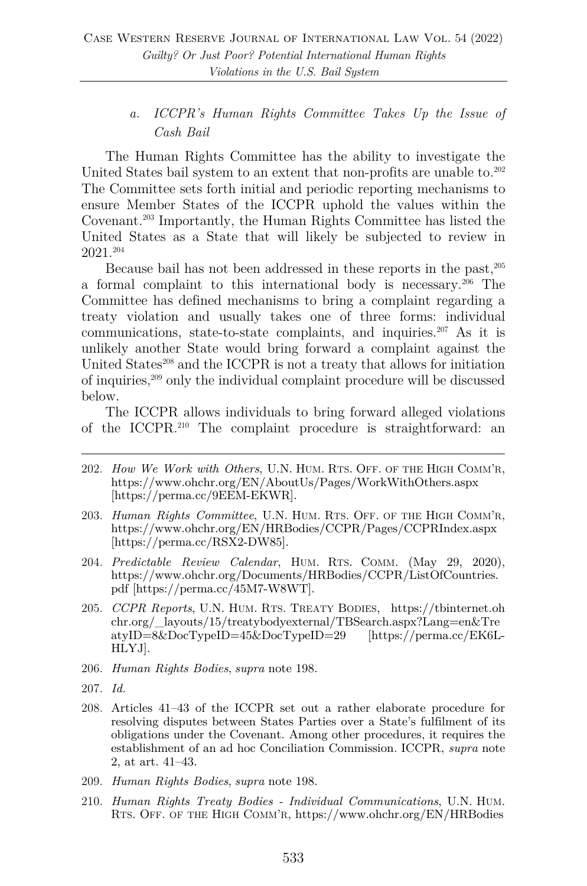### *a. ICCPR's Human Rights Committee Takes Up the Issue of Cash Bail*

The Human Rights Committee has the ability to investigate the United States bail system to an extent that non-profits are unable to.[202] The Committee sets forth initial and periodic reporting mechanisms to ensure Member States of the ICCPR uphold the values within the Covenant.[203] Importantly, the Human Rights Committee has listed the United States as a State that will likely be subjected to review in 2021.[204]

Because bail has not been addressed in these reports in the past,[205] a formal complaint to this international body is necessary.[206] The Committee has defined mechanisms to bring a complaint regarding a treaty violation and usually takes one of three forms: individual communications, state-to-state complaints, and inquiries.[207] As it is unlikely another State would bring forward a complaint against the United States[208] and the ICCPR is not a treaty that allows for initiation of inquiries,[209] only the individual complaint procedure will be discussed below.

The ICCPR allows individuals to bring forward alleged violations of the ICCPR.[210] The complaint procedure is straightforward: an

---

202. *How We Work with Others*, U.N. HUM. RTS. OFF. OF THE HIGH COMM'R, https://www.ohchr.org/EN/AboutUs/Pages/WorkWithOthers.aspx [https://perma.cc/9EEM-EKWR].

203. *Human Rights Committee*, U.N. HUM. RTS. OFF. OF THE HIGH COMM'R, https://www.ohchr.org/EN/HRBodies/CCPR/Pages/CCPRIndex.aspx [https://perma.cc/RSX2-DW85].

204. *Predictable Review Calendar*, HUM. RTS. COMM. (May 29, 2020), https://www.ohchr.org/Documents/HRBodies/CCPR/ListOfCountries.pdf [https://perma.cc/45M7-W8WT].

205. *CCPR Reports*, U.N. HUM. RTS. TREATY BODIES, https://tbinternet.ohchr.org/_layouts/15/treatybodyexternal/TBSearch.aspx?Lang=en&TreatyID=8&DocTypeID=45&DocTypeID=29 [https://perma.cc/EK6L-HLYJ].

206. *Human Rights Bodies*, *supra* note 198.

207. *Id.*

208. Articles 41–43 of the ICCPR set out a rather elaborate procedure for resolving disputes between States Parties over a State's fulfilment of its obligations under the Covenant. Among other procedures, it requires the establishment of an ad hoc Conciliation Commission. ICCPR, *supra* note 2, at art. 41–43.

209. *Human Rights Bodies*, *supra* note 198.

210. *Human Rights Treaty Bodies - Individual Communications*, U.N. HUM. RTS. OFF. OF THE HIGH COMM'R, https://www.ohchr.org/EN/HRBodies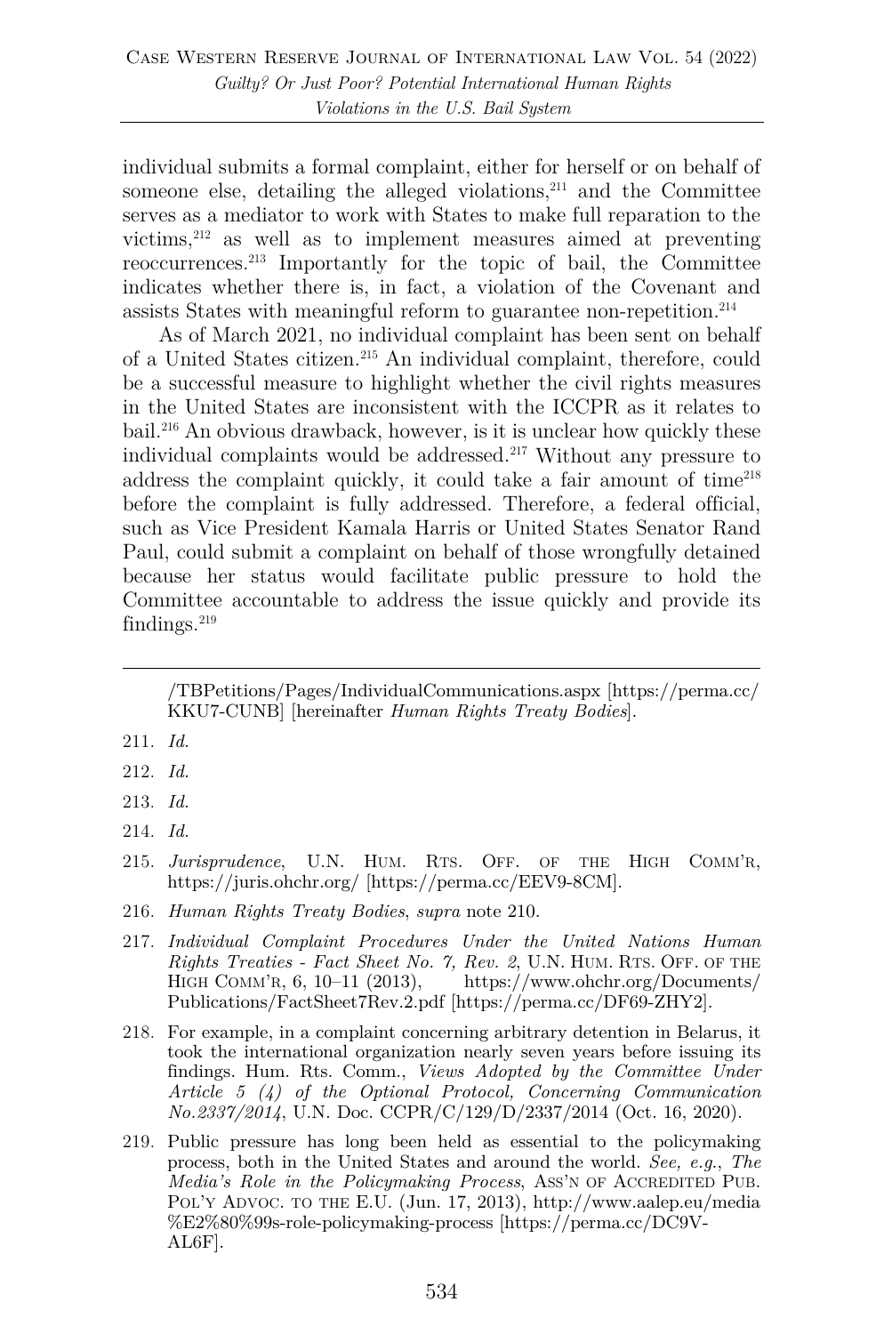individual submits a formal complaint, either for herself or on behalf of someone else, detailing the alleged violations,[211] and the Committee serves as a mediator to work with States to make full reparation to the victims,[212] as well as to implement measures aimed at preventing reoccurrences.[213] Importantly for the topic of bail, the Committee indicates whether there is, in fact, a violation of the Covenant and assists States with meaningful reform to guarantee non-repetition.[214]

As of March 2021, no individual complaint has been sent on behalf of a United States citizen.[215] An individual complaint, therefore, could be a successful measure to highlight whether the civil rights measures in the United States are inconsistent with the ICCPR as it relates to bail.[216] An obvious drawback, however, is it is unclear how quickly these individual complaints would be addressed.[217] Without any pressure to address the complaint quickly, it could take a fair amount of time[218] before the complaint is fully addressed. Therefore, a federal official, such as Vice President Kamala Harris or United States Senator Rand Paul, could submit a complaint on behalf of those wrongfully detained because her status would facilitate public pressure to hold the Committee accountable to address the issue quickly and provide its findings.[219]

---

/TBPetitions/Pages/IndividualCommunications.aspx [https://perma.cc/KKU7-CUNB] [hereinafter *Human Rights Treaty Bodies*].

211. *Id.*

212. *Id.*

213. *Id.*

214. *Id.*

215. *Jurisprudence*, U.N. HUM. RTS. OFF. OF THE HIGH COMM'R, https://juris.ohchr.org/ [https://perma.cc/EEV9-8CM].

216. *Human Rights Treaty Bodies*, *supra* note 210.

217. *Individual Complaint Procedures Under the United Nations Human Rights Treaties - Fact Sheet No. 7, Rev. 2*, U.N. HUM. RTS. OFF. OF THE HIGH COMM'R, 6, 10–11 (2013), https://www.ohchr.org/Documents/Publications/FactSheet7Rev.2.pdf [https://perma.cc/DF69-ZHY2].

218. For example, in a complaint concerning arbitrary detention in Belarus, it took the international organization nearly seven years before issuing its findings. Hum. Rts. Comm., *Views Adopted by the Committee Under Article 5 (4) of the Optional Protocol, Concerning Communication No.2337/2014*, U.N. Doc. CCPR/C/129/D/2337/2014 (Oct. 16, 2020).

219. Public pressure has long been held as essential to the policymaking process, both in the United States and around the world. *See, e.g.*, *The Media's Role in the Policymaking Process*, ASS'N OF ACCREDITED PUB. POL'Y ADVOC. TO THE E.U. (Jun. 17, 2013), http://www.aalep.eu/media%E2%80%99s-role-policymaking-process [https://perma.cc/DC9V-AL6F].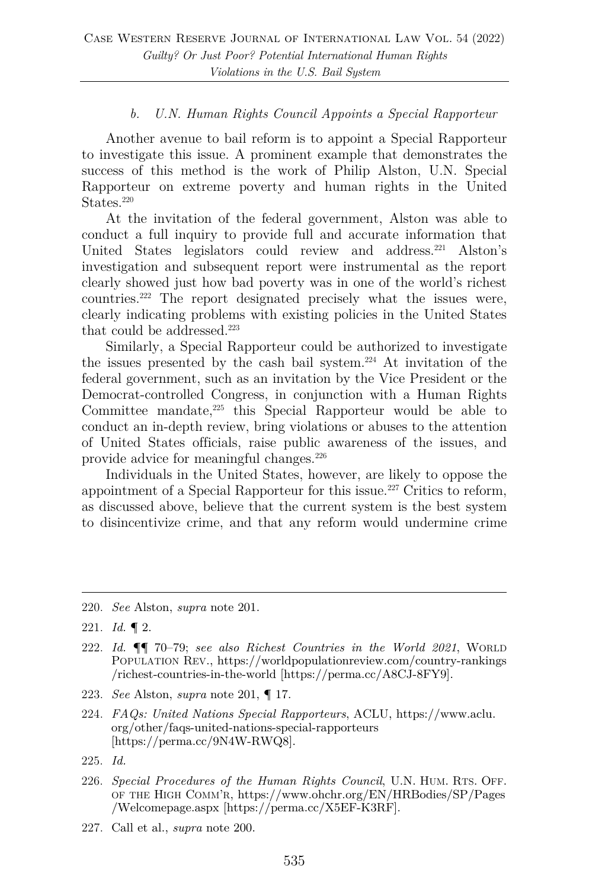#### *b. U.N. Human Rights Council Appoints a Special Rapporteur*

Another avenue to bail reform is to appoint a Special Rapporteur to investigate this issue. A prominent example that demonstrates the success of this method is the work of Philip Alston, U.N. Special Rapporteur on extreme poverty and human rights in the United States.[220]

At the invitation of the federal government, Alston was able to conduct a full inquiry to provide full and accurate information that United States legislators could review and address.[221] Alston's investigation and subsequent report were instrumental as the report clearly showed just how bad poverty was in one of the world's richest countries.[222] The report designated precisely what the issues were, clearly indicating problems with existing policies in the United States that could be addressed.[223]

Similarly, a Special Rapporteur could be authorized to investigate the issues presented by the cash bail system.[224] At invitation of the federal government, such as an invitation by the Vice President or the Democrat-controlled Congress, in conjunction with a Human Rights Committee mandate,[225] this Special Rapporteur would be able to conduct an in-depth review, bring violations or abuses to the attention of United States officials, raise public awareness of the issues, and provide advice for meaningful changes.[226]

Individuals in the United States, however, are likely to oppose the appointment of a Special Rapporteur for this issue.[227] Critics to reform, as discussed above, believe that the current system is the best system to disincentivize crime, and that any reform would undermine crime

---

220. *See* Alston, *supra* note 201.

221. *Id.* ¶ 2.

222. *Id.* ¶¶ 70–79; *see also Richest Countries in the World 2021*, WORLD POPULATION REV., https://worldpopulationreview.com/country-rankings/richest-countries-in-the-world [https://perma.cc/A8CJ-8FY9].

223. *See* Alston, *supra* note 201, ¶ 17.

224. *FAQs: United Nations Special Rapporteurs*, ACLU, https://www.aclu.org/other/faqs-united-nations-special-rapporteurs [https://perma.cc/9N4W-RWQ8].

225. *Id.*

226. *Special Procedures of the Human Rights Council*, U.N. HUM. RTS. OFF. OF THE HIGH COMM'R, https://www.ohchr.org/EN/HRBodies/SP/Pages/Welcomepage.aspx [https://perma.cc/X5EF-K3RF].

227. Call et al., *supra* note 200.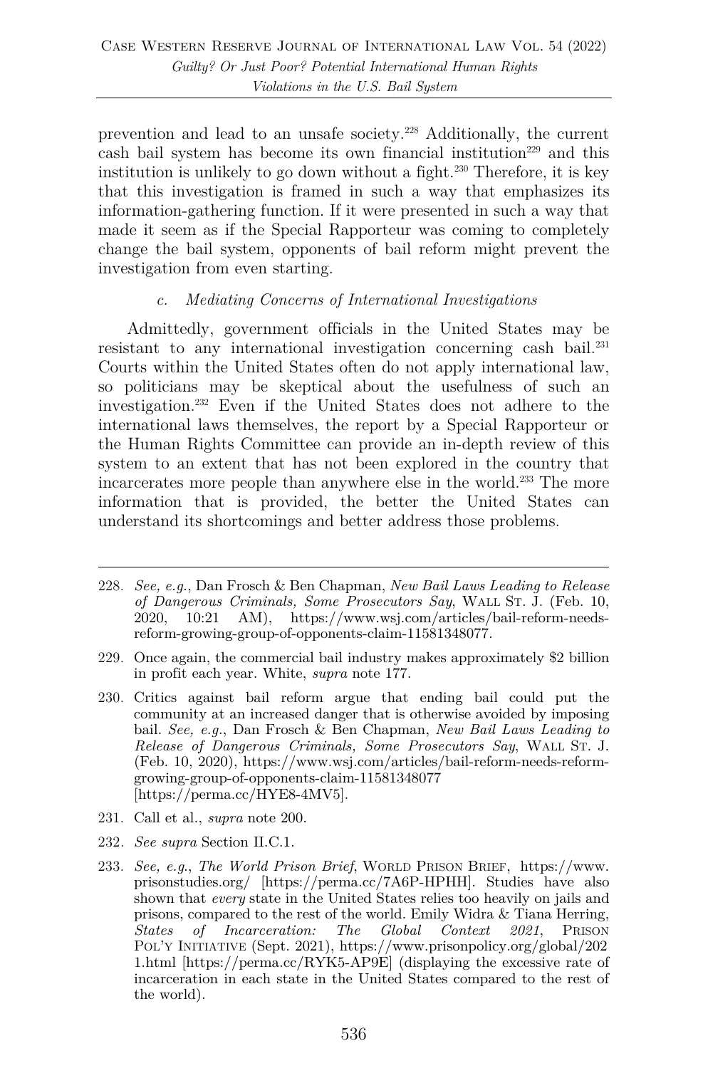prevention and lead to an unsafe society.[228] Additionally, the current cash bail system has become its own financial institution[229] and this institution is unlikely to go down without a fight.[230] Therefore, it is key that this investigation is framed in such a way that emphasizes its information-gathering function. If it were presented in such a way that made it seem as if the Special Rapporteur was coming to completely change the bail system, opponents of bail reform might prevent the investigation from even starting.

#### *c. Mediating Concerns of International Investigations*

Admittedly, government officials in the United States may be resistant to any international investigation concerning cash bail.[231] Courts within the United States often do not apply international law, so politicians may be skeptical about the usefulness of such an investigation.[232] Even if the United States does not adhere to the international laws themselves, the report by a Special Rapporteur or the Human Rights Committee can provide an in-depth review of this system to an extent that has not been explored in the country that incarcerates more people than anywhere else in the world.[233] The more information that is provided, the better the United States can understand its shortcomings and better address those problems.

---

228. *See, e.g.*, Dan Frosch & Ben Chapman, *New Bail Laws Leading to Release of Dangerous Criminals, Some Prosecutors Say*, WALL ST. J. (Feb. 10, 2020, 10:21 AM), https://www.wsj.com/articles/bail-reform-needs-reform-growing-group-of-opponents-claim-11581348077.

229. Once again, the commercial bail industry makes approximately $2 billion in profit each year. White, *supra* note 177.

230. Critics against bail reform argue that ending bail could put the community at an increased danger that is otherwise avoided by imposing bail. *See, e.g.*, Dan Frosch & Ben Chapman, *New Bail Laws Leading to Release of Dangerous Criminals, Some Prosecutors Say*, WALL ST. J. (Feb. 10, 2020), https://www.wsj.com/articles/bail-reform-needs-reform-growing-group-of-opponents-claim-11581348077 [https://perma.cc/HYE8-4MV5].

231. Call et al., *supra* note 200.

232. *See supra* Section II.C.1.

233. *See, e.g.*, *The World Prison Brief*, WORLD PRISON BRIEF, https://www.prisonstudies.org/ [https://perma.cc/7A6P-HPHH]. Studies have also shown that *every* state in the United States relies too heavily on jails and prisons, compared to the rest of the world. Emily Widra & Tiana Herring, *States of Incarceration: The Global Context 2021*, PRISON POL'Y INITIATIVE (Sept. 2021), https://www.prisonpolicy.org/global/2021.html [https://perma.cc/RYK5-AP9E] (displaying the excessive rate of incarceration in each state in the United States compared to the rest of the world).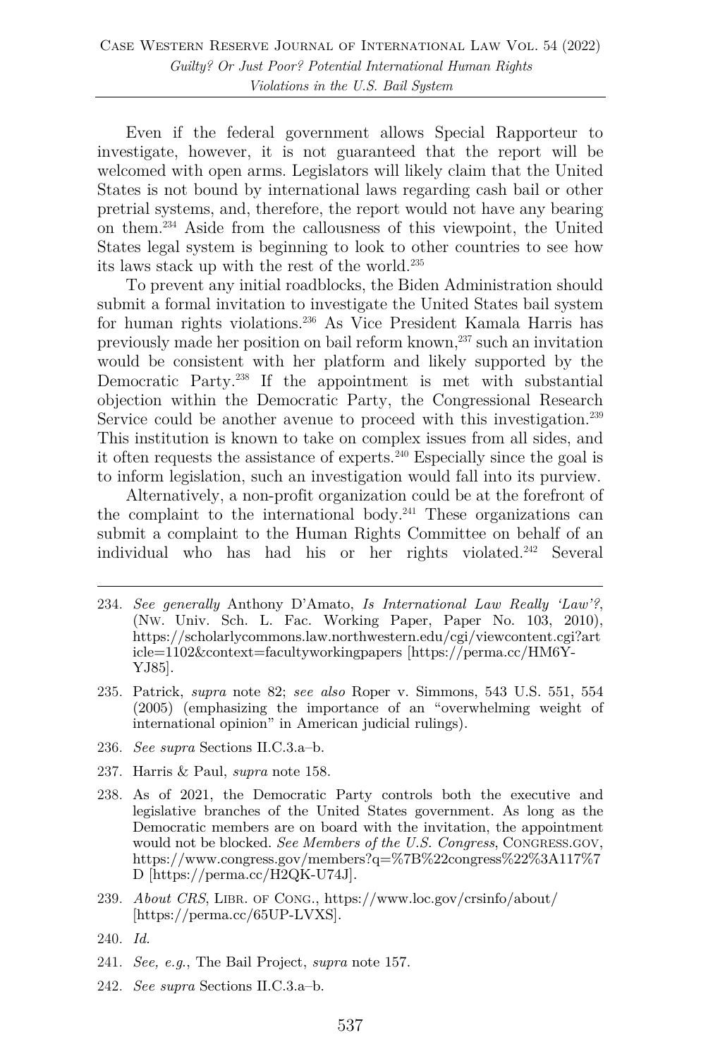Even if the federal government allows Special Rapporteur to investigate, however, it is not guaranteed that the report will be welcomed with open arms. Legislators will likely claim that the United States is not bound by international laws regarding cash bail or other pretrial systems, and, therefore, the report would not have any bearing on them.[234] Aside from the callousness of this viewpoint, the United States legal system is beginning to look to other countries to see how its laws stack up with the rest of the world.[235]

To prevent any initial roadblocks, the Biden Administration should submit a formal invitation to investigate the United States bail system for human rights violations.[236] As Vice President Kamala Harris has previously made her position on bail reform known,[237] such an invitation would be consistent with her platform and likely supported by the Democratic Party.[238] If the appointment is met with substantial objection within the Democratic Party, the Congressional Research Service could be another avenue to proceed with this investigation.[239] This institution is known to take on complex issues from all sides, and it often requests the assistance of experts.[240] Especially since the goal is to inform legislation, such an investigation would fall into its purview.

Alternatively, a non-profit organization could be at the forefront of the complaint to the international body.[241] These organizations can submit a complaint to the Human Rights Committee on behalf of an individual who has had his or her rights violated.[242] Several

---

234. *See generally* Anthony D'Amato, *Is International Law Really 'Law'?*, (NW. UNIV. SCH. L. FAC. Working Paper, Paper No. 103, 2010), https://scholarlycommons.law.northwestern.edu/cgi/viewcontent.cgi?article=1102&context=facultyworkingpapers [https://perma.cc/HM6Y-YJ85].

235. Patrick, *supra* note 82; *see also* Roper v. Simmons, 543 U.S. 551, 554 (2005) (emphasizing the importance of an "overwhelming weight of international opinion" in American judicial rulings).

236. *See supra* Sections II.C.3.a–b.

237. Harris & Paul, *supra* note 158.

238. As of 2021, the Democratic Party controls both the executive and legislative branches of the United States government. As long as the Democratic members are on board with the invitation, the appointment would not be blocked. *See Members of the U.S. Congress*, CONGRESS.GOV, https://www.congress.gov/members?q=%7B%22congress%22%3A117%7D [https://perma.cc/H2QK-U74J].

239. *About CRS*, LIBR. OF CONG., https://www.loc.gov/crsinfo/about/ [https://perma.cc/65UP-LVXS].

240. *Id.*

241. *See, e.g.*, The Bail Project, *supra* note 157.

242. *See supra* Sections II.C.3.a–b.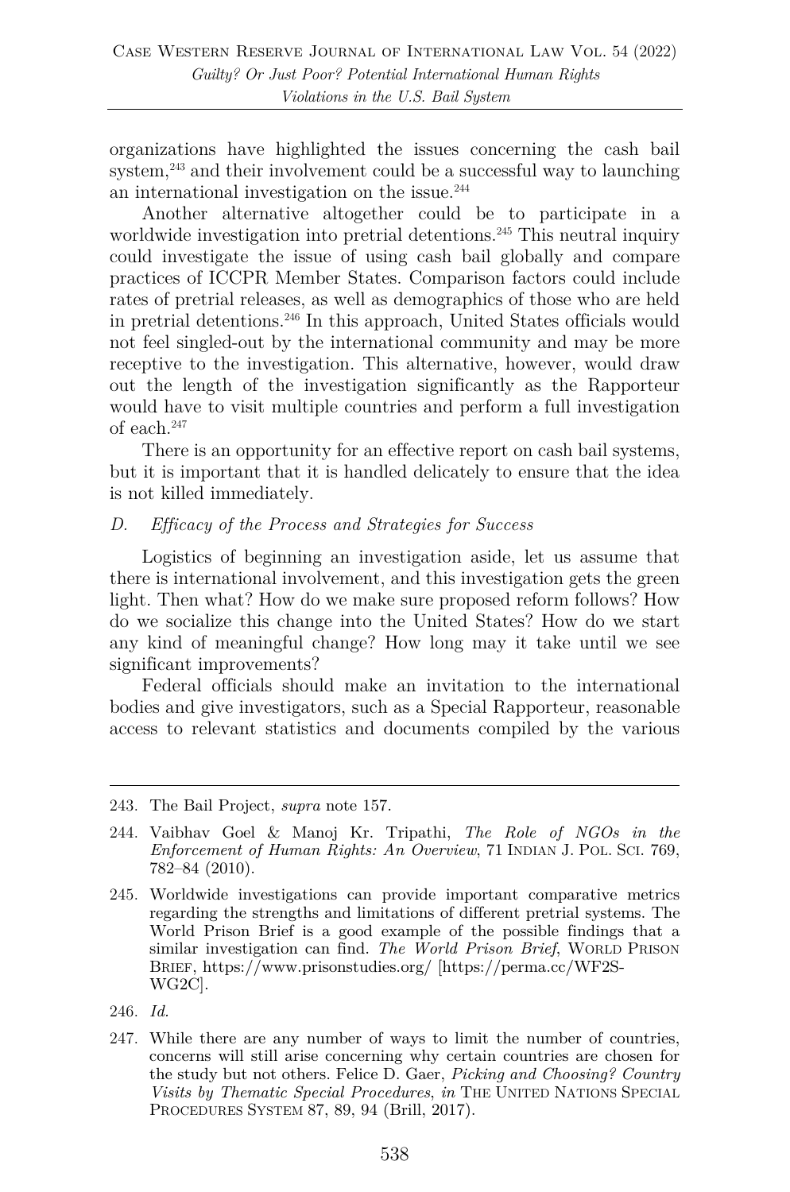organizations have highlighted the issues concerning the cash bail system,[243] and their involvement could be a successful way to launching an international investigation on the issue.[244]

Another alternative altogether could be to participate in a worldwide investigation into pretrial detentions.[245] This neutral inquiry could investigate the issue of using cash bail globally and compare practices of ICCPR Member States. Comparison factors could include rates of pretrial releases, as well as demographics of those who are held in pretrial detentions.[246] In this approach, United States officials would not feel singled-out by the international community and may be more receptive to the investigation. This alternative, however, would draw out the length of the investigation significantly as the Rapporteur would have to visit multiple countries and perform a full investigation of each.[247]

There is an opportunity for an effective report on cash bail systems, but it is important that it is handled delicately to ensure that the idea is not killed immediately.

### *D. Efficacy of the Process and Strategies for Success*

Logistics of beginning an investigation aside, let us assume that there is international involvement, and this investigation gets the green light. Then what? How do we make sure proposed reform follows? How do we socialize this change into the United States? How do we start any kind of meaningful change? How long may it take until we see significant improvements?

Federal officials should make an invitation to the international bodies and give investigators, such as a Special Rapporteur, reasonable access to relevant statistics and documents compiled by the various

---

243. The Bail Project, *supra* note 157.

244. Vaibhav Goel & Manoj Kr. Tripathi, *The Role of NGOs in the Enforcement of Human Rights: An Overview*, 71 INDIAN J. POL. SCI. 769, 782–84 (2010).

245. Worldwide investigations can provide important comparative metrics regarding the strengths and limitations of different pretrial systems. The World Prison Brief is a good example of the possible findings that a similar investigation can find. *The World Prison Brief*, WORLD PRISON BRIEF, https://www.prisonstudies.org/ [https://perma.cc/WF2S-WG2C].

246. *Id.*

247. While there are any number of ways to limit the number of countries, concerns will still arise concerning why certain countries are chosen for the study but not others. Felice D. Gaer, *Picking and Choosing? Country Visits by Thematic Special Procedures*, *in* THE UNITED NATIONS SPECIAL PROCEDURES SYSTEM 87, 89, 94 (Brill, 2017).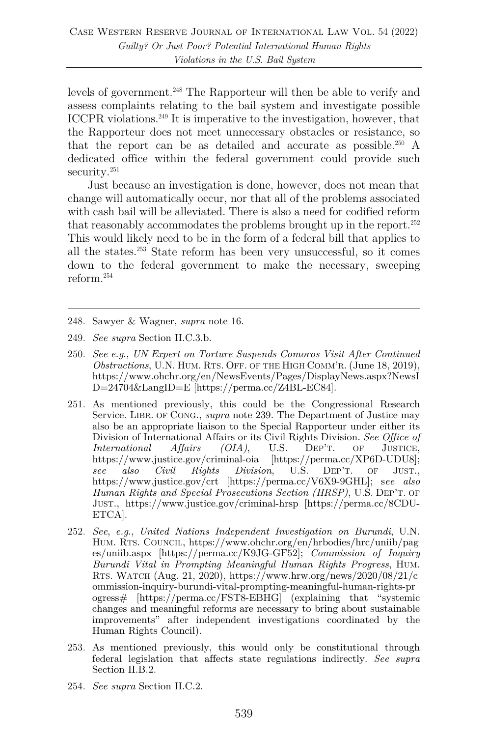levels of government.[248] The Rapporteur will then be able to verify and assess complaints relating to the bail system and investigate possible ICCPR violations.[249] It is imperative to the investigation, however, that the Rapporteur does not meet unnecessary obstacles or resistance, so that the report can be as detailed and accurate as possible.[250] A dedicated office within the federal government could provide such security.[251]

Just because an investigation is done, however, does not mean that change will automatically occur, nor that all of the problems associated with cash bail will be alleviated. There is also a need for codified reform that reasonably accommodates the problems brought up in the report.[252] This would likely need to be in the form of a federal bill that applies to all the states.[253] State reform has been very unsuccessful, so it comes down to the federal government to make the necessary, sweeping reform.[254]

---

248. Sawyer & Wagner, *supra* note 16.

249. *See supra* Section II.C.3.b.

250. *See e.g.*, *UN Expert on Torture Suspends Comoros Visit After Continued Obstructions*, U.N. HUM. RTS. OFF. OF THE HIGH COMM'R. (June 18, 2019), https://www.ohchr.org/en/NewsEvents/Pages/DisplayNews.aspx?NewsID=24704&LangID=E [https://perma.cc/Z4BL-EC84].

251. As mentioned previously, this could be the Congressional Research Service. LIBR. OF CONG., *supra* note 239. The Department of Justice may also be an appropriate liaison to the Special Rapporteur under either its Division of International Affairs or its Civil Rights Division. *See Office of International Affairs (OIA)*, U.S. DEP'T. OF JUSTICE, https://www.justice.gov/criminal-oia [https://perma.cc/XP6D-UDU8]; *see also Civil Rights Division*, U.S. DEP'T. OF JUST., https://www.justice.gov/crt [https://perma.cc/V6X9-9GHL]; s*ee also Human Rights and Special Prosecutions Section (HRSP)*, U.S. DEP'T. OF JUST., https://www.justice.gov/criminal-hrsp [https://perma.cc/8CDU-ETCA].

252. *See*, *e.g.*, *United Nations Independent Investigation on Burundi*, U.N. HUM. RTS. COUNCIL, https://www.ohchr.org/en/hrbodies/hrc/uniib/pages/uniib.aspx [https://perma.cc/K9JG-GF52]; *Commission of Inquiry Burundi Vital in Prompting Meaningful Human Rights Progress*, HUM. RTS. WATCH (Aug. 21, 2020), https://www.hrw.org/news/2020/08/21/commission-inquiry-burundi-vital-prompting-meaningful-human-rights-progress# [https://perma.cc/FST8-EBHG] (explaining that "systemic changes and meaningful reforms are necessary to bring about sustainable improvements" after independent investigations coordinated by the Human Rights Council).

253. As mentioned previously, this would only be constitutional through federal legislation that affects state regulations indirectly. *See supra* Section II.B.2.

254. *See supra* Section II.C.2.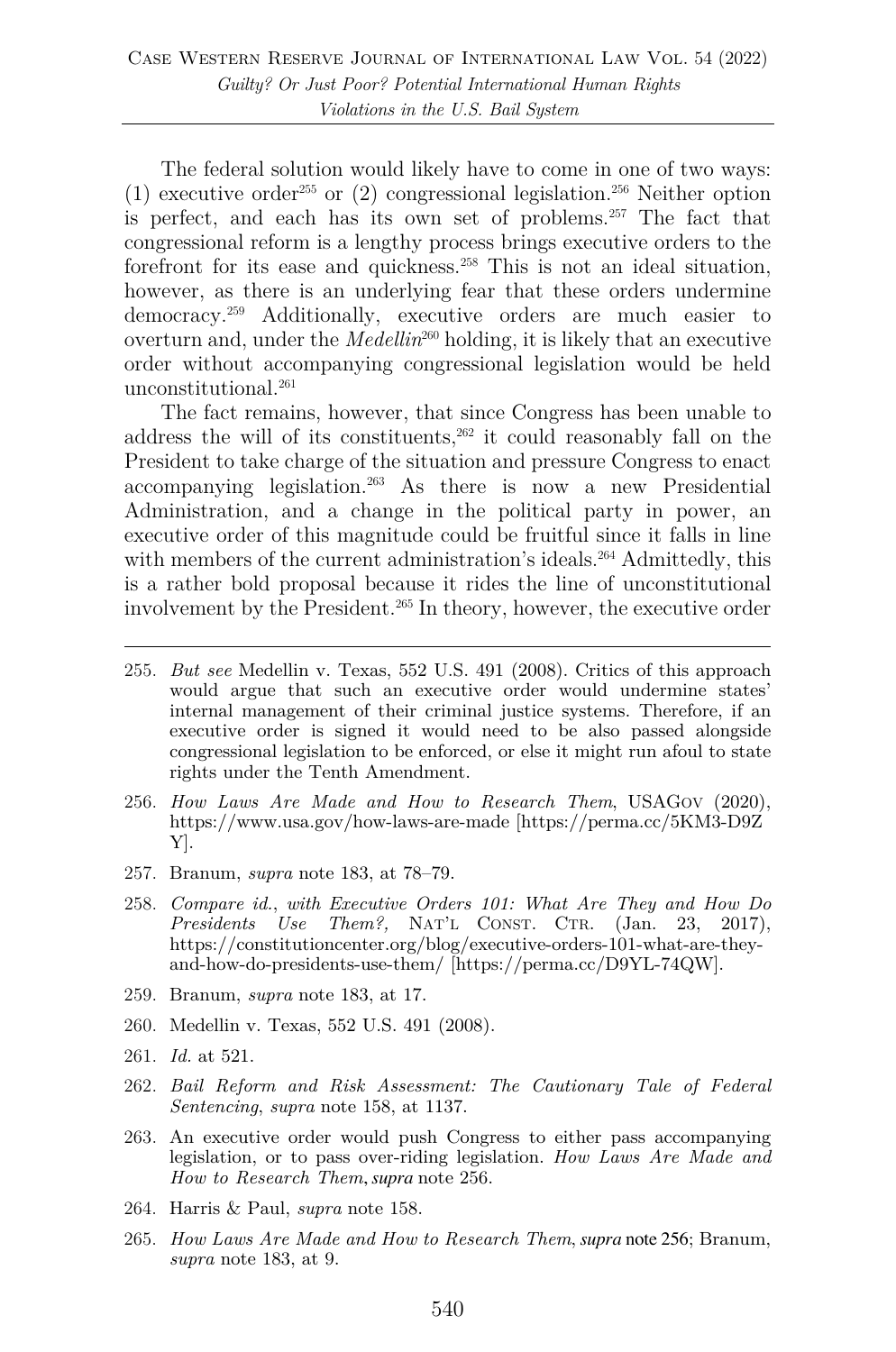The federal solution would likely have to come in one of two ways: (1) executive order[255] or (2) congressional legislation.[256] Neither option is perfect, and each has its own set of problems.[257] The fact that congressional reform is a lengthy process brings executive orders to the forefront for its ease and quickness.[258] This is not an ideal situation, however, as there is an underlying fear that these orders undermine democracy.[259] Additionally, executive orders are much easier to overturn and, under the *Medellin*[260] holding, it is likely that an executive order without accompanying congressional legislation would be held unconstitutional.[261]

The fact remains, however, that since Congress has been unable to address the will of its constituents,[262] it could reasonably fall on the President to take charge of the situation and pressure Congress to enact accompanying legislation.[263] As there is now a new Presidential Administration, and a change in the political party in power, an executive order of this magnitude could be fruitful since it falls in line with members of the current administration's ideals.[264] Admittedly, this is a rather bold proposal because it rides the line of unconstitutional involvement by the President.[265] In theory, however, the executive order

---

255. *But see* Medellin v. Texas, 552 U.S. 491 (2008). Critics of this approach would argue that such an executive order would undermine states' internal management of their criminal justice systems. Therefore, if an executive order is signed it would need to be also passed alongside congressional legislation to be enforced, or else it might run afoul to state rights under the Tenth Amendment.

256. *How Laws Are Made and How to Research Them*, USAGOV (2020), https://www.usa.gov/how-laws-are-made [https://perma.cc/5KM3-D9ZY].

257. Branum, *supra* note 183, at 78–79.

258. *Compare id.*, *with Executive Orders 101: What Are They and How Do Presidents Use Them?,* NAT'L CONST. CTR. (Jan. 23, 2017), https://constitutioncenter.org/blog/executive-orders-101-what-are-they-and-how-do-presidents-use-them/ [https://perma.cc/D9YL-74QW].

259. Branum, *supra* note 183, at 17.

260. Medellin v. Texas, 552 U.S. 491 (2008).

261. *Id.* at 521.

262. *Bail Reform and Risk Assessment: The Cautionary Tale of Federal Sentencing*, *supra* note 158, at 1137.

263. An executive order would push Congress to either pass accompanying legislation, or to pass over-riding legislation. *How Laws Are Made and How to Research Them*, *supra* note 256.

264. Harris & Paul, *supra* note 158.

265. *How Laws Are Made and How to Research Them*, *supra* note 256; Branum, *supra* note 183, at 9.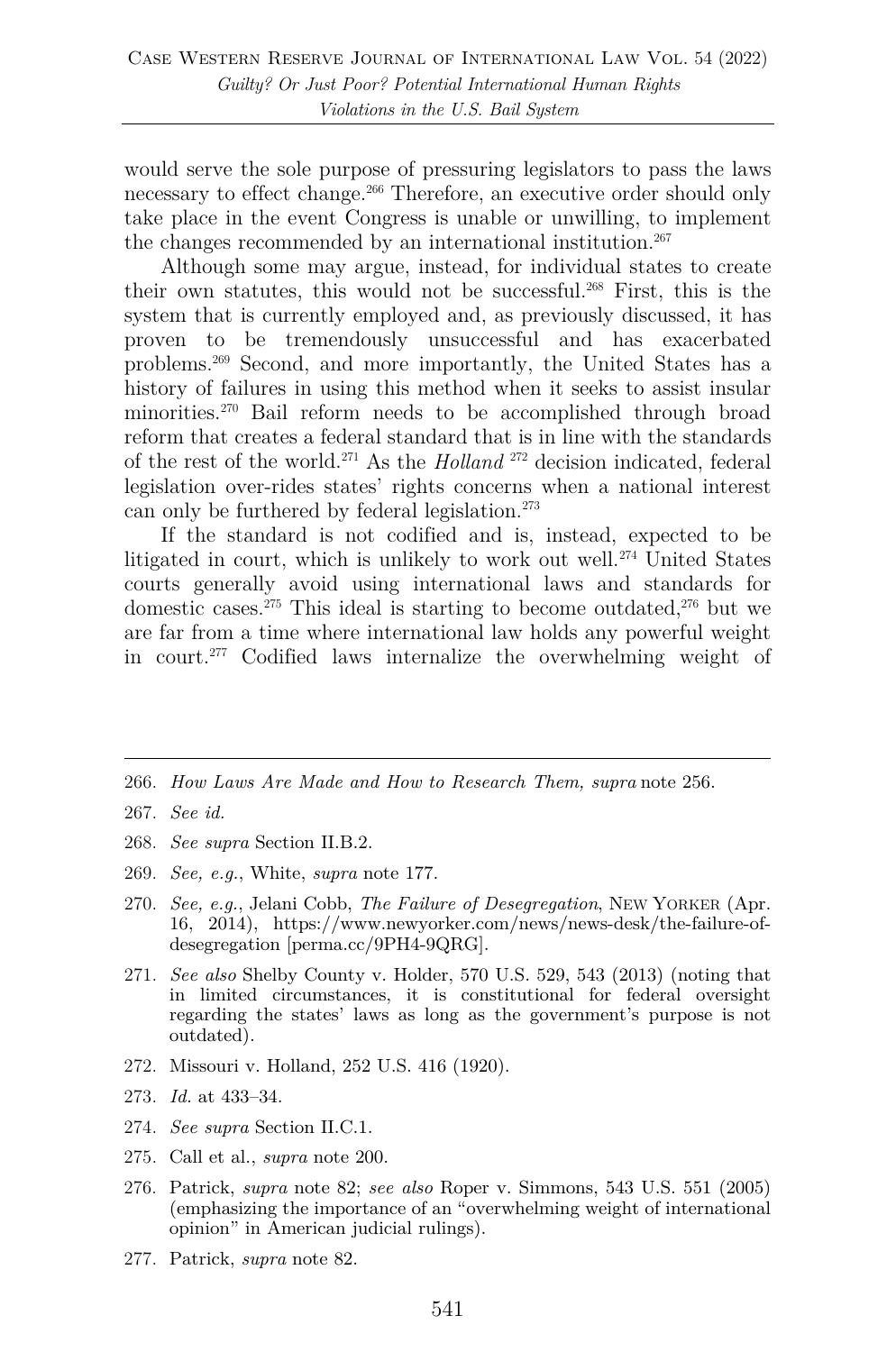would serve the sole purpose of pressuring legislators to pass the laws necessary to effect change.[266] Therefore, an executive order should only take place in the event Congress is unable or unwilling, to implement the changes recommended by an international institution.[267]

Although some may argue, instead, for individual states to create their own statutes, this would not be successful.[268] First, this is the system that is currently employed and, as previously discussed, it has proven to be tremendously unsuccessful and has exacerbated problems.[269] Second, and more importantly, the United States has a history of failures in using this method when it seeks to assist insular minorities.[270] Bail reform needs to be accomplished through broad reform that creates a federal standard that is in line with the standards of the rest of the world.[271] As the *Holland*[272] decision indicated, federal legislation over-rides states' rights concerns when a national interest can only be furthered by federal legislation.[273]

If the standard is not codified and is, instead, expected to be litigated in court, which is unlikely to work out well.[274] United States courts generally avoid using international laws and standards for domestic cases.[275] This ideal is starting to become outdated,[276] but we are far from a time where international law holds any powerful weight in court.[277] Codified laws internalize the overwhelming weight of

---

266. *How Laws Are Made and How to Research Them, supra* note 256.

267. *See id.*

268. *See supra* Section II.B.2.

269. *See, e.g.*, White, *supra* note 177.

270. *See, e.g.*, Jelani Cobb, *The Failure of Desegregation*, NEW YORKER (Apr. 16, 2014), https://www.newyorker.com/news/news-desk/the-failure-of-desegregation [perma.cc/9PH4-9QRG].

271. *See also* Shelby County v. Holder, 570 U.S. 529, 543 (2013) (noting that in limited circumstances, it is constitutional for federal oversight regarding the states' laws as long as the government's purpose is not outdated).

272. Missouri v. Holland, 252 U.S. 416 (1920).

273. *Id.* at 433–34.

274. *See supra* Section II.C.1.

275. Call et al., *supra* note 200.

276. Patrick, *supra* note 82; *see also* Roper v. Simmons, 543 U.S. 551 (2005) (emphasizing the importance of an "overwhelming weight of international opinion" in American judicial rulings).

277. Patrick, *supra* note 82.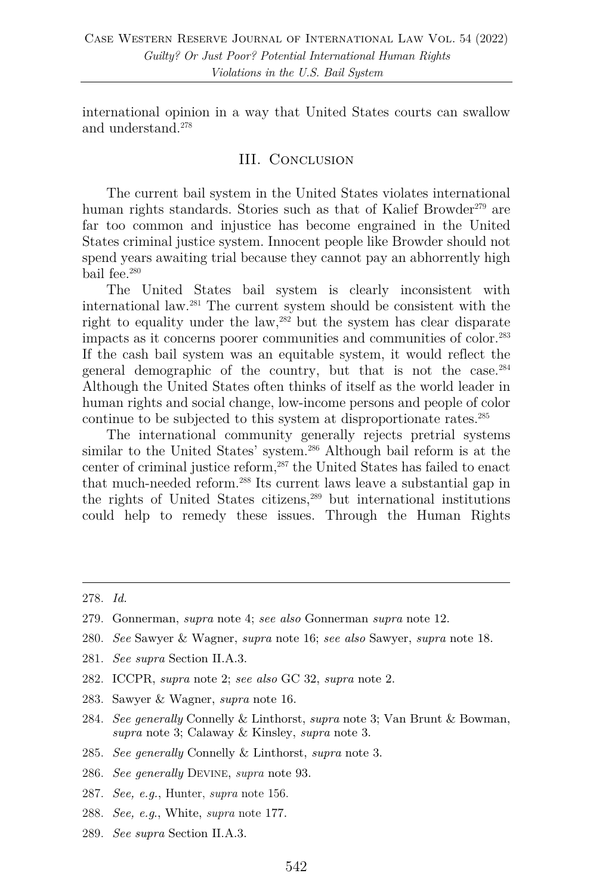international opinion in a way that United States courts can swallow and understand.[278]

## III. Conclusion

The current bail system in the United States violates international human rights standards. Stories such as that of Kalief Browder[279] are far too common and injustice has become engrained in the United States criminal justice system. Innocent people like Browder should not spend years awaiting trial because they cannot pay an abhorrently high bail fee.[280]

The United States bail system is clearly inconsistent with international law.[281] The current system should be consistent with the right to equality under the law,[282] but the system has clear disparate impacts as it concerns poorer communities and communities of color.[283] If the cash bail system was an equitable system, it would reflect the general demographic of the country, but that is not the case.[284] Although the United States often thinks of itself as the world leader in human rights and social change, low-income persons and people of color continue to be subjected to this system at disproportionate rates.[285]

The international community generally rejects pretrial systems similar to the United States' system.[286] Although bail reform is at the center of criminal justice reform,[287] the United States has failed to enact that much-needed reform.[288] Its current laws leave a substantial gap in the rights of United States citizens,[289] but international institutions could help to remedy these issues. Through the Human Rights

---

278. *Id.*

279. Gonnerman, *supra* note 4; *see also* Gonnerman *supra* note 12.

280. *See* Sawyer & Wagner, *supra* note 16; *see also* Sawyer, *supra* note 18.

281. *See supra* Section II.A.3.

282. ICCPR, *supra* note 2; *see also* GC 32, *supra* note 2.

283. Sawyer & Wagner, *supra* note 16.

284. *See generally* Connelly & Linthorst, *supra* note 3; Van Brunt & Bowman, *supra* note 3; Calaway & Kinsley, *supra* note 3.

285. *See generally* Connelly & Linthorst, *supra* note 3.

286. *See generally* Devine, *supra* note 93.

287. *See, e.g.*, Hunter, *supra* note 156.

288. *See, e.g.*, White, *supra* note 177.

289. *See supra* Section II.A.3.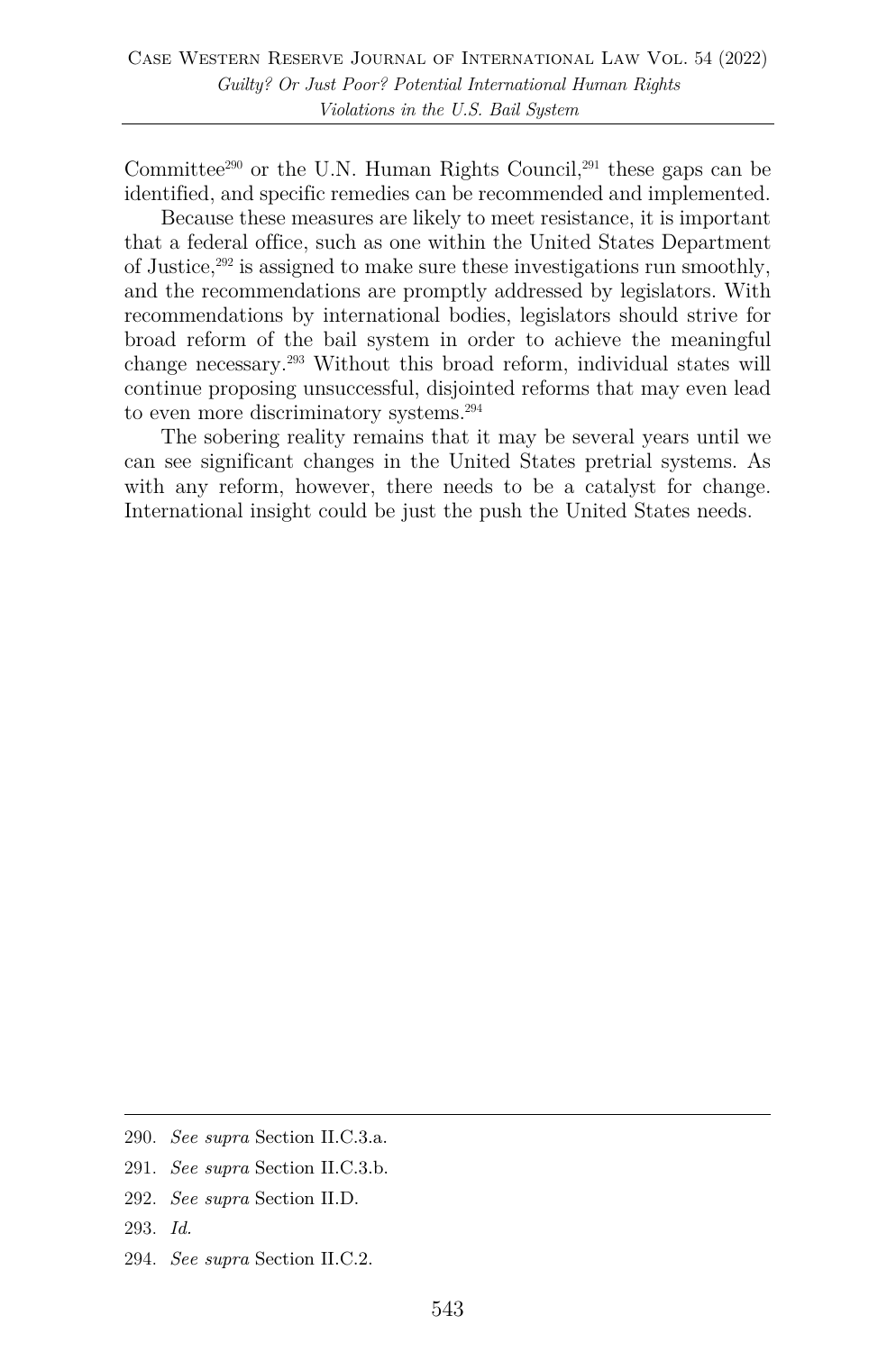Committee[290] or the U.N. Human Rights Council,[291] these gaps can be identified, and specific remedies can be recommended and implemented.

Because these measures are likely to meet resistance, it is important that a federal office, such as one within the United States Department of Justice,[292] is assigned to make sure these investigations run smoothly, and the recommendations are promptly addressed by legislators. With recommendations by international bodies, legislators should strive for broad reform of the bail system in order to achieve the meaningful change necessary.[293] Without this broad reform, individual states will continue proposing unsuccessful, disjointed reforms that may even lead to even more discriminatory systems.[294]

The sobering reality remains that it may be several years until we can see significant changes in the United States pretrial systems. As with any reform, however, there needs to be a catalyst for change. International insight could be just the push the United States needs.

---

290. *See supra* Section II.C.3.a.

291. *See supra* Section II.C.3.b.

292. *See supra* Section II.D.

293. *Id.*

294. *See supra* Section II.C.2.